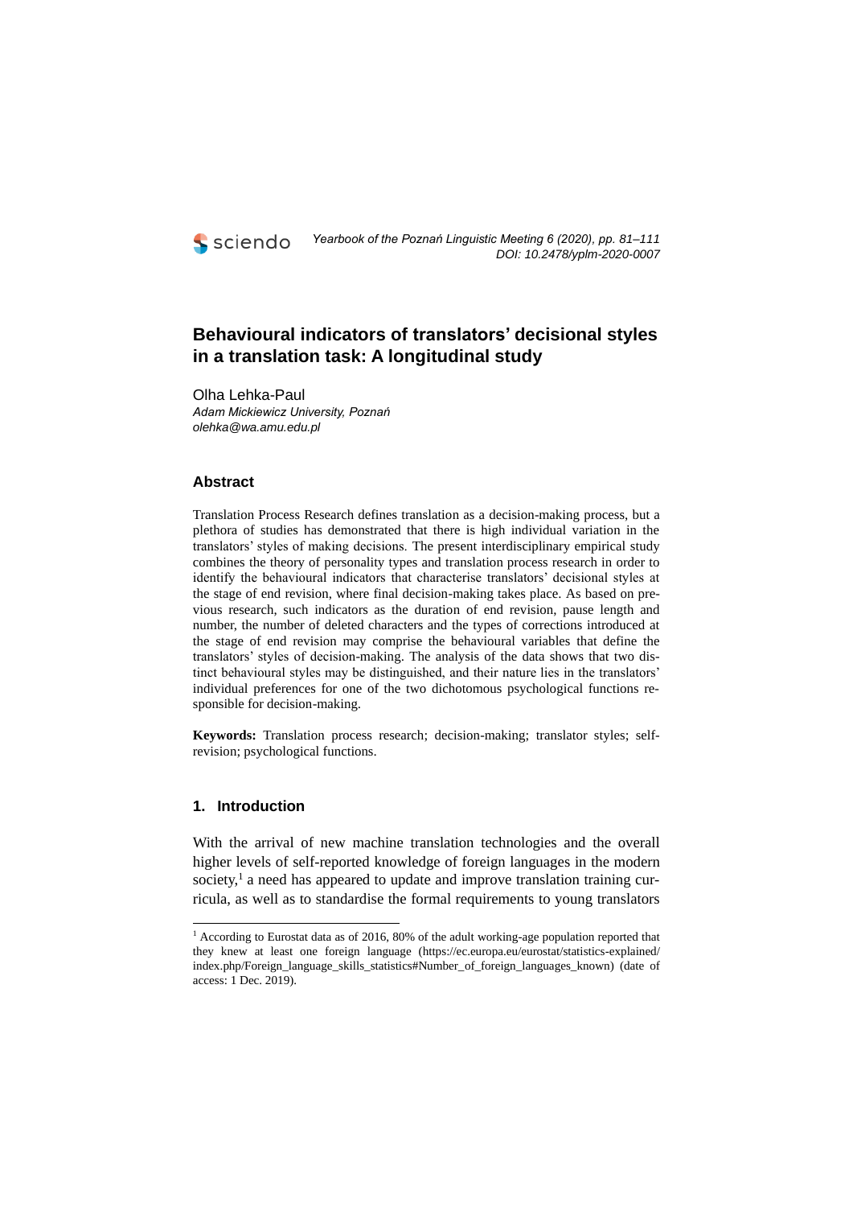# Behavioural indicators of translators' decisional styles in a translation task: A longitudinal study

Olha Lehka-Paul
*Adam Mickiewicz University, Poznań*
*olehka@wa.amu.edu.pl*

## Abstract

Translation Process Research defines translation as a decision-making process, but a plethora of studies has demonstrated that there is high individual variation in the translators' styles of making decisions. The present interdisciplinary empirical study combines the theory of personality types and translation process research in order to identify the behavioural indicators that characterise translators' decisional styles at the stage of end revision, where final decision-making takes place. As based on previous research, such indicators as the duration of end revision, pause length and number, the number of deleted characters and the types of corrections introduced at the stage of end revision may comprise the behavioural variables that define the translators' styles of decision-making. The analysis of the data shows that two distinct behavioural styles may be distinguished, and their nature lies in the translators' individual preferences for one of the two dichotomous psychological functions responsible for decision-making.

**Keywords:** Translation process research; decision-making; translator styles; self-revision; psychological functions.

## 1. Introduction

With the arrival of new machine translation technologies and the overall higher levels of self-reported knowledge of foreign languages in the modern society,[1] a need has appeared to update and improve translation training curricula, as well as to standardise the formal requirements to young translators

[1] According to Eurostat data as of 2016, 80% of the adult working-age population reported that they knew at least one foreign language (https://ec.europa.eu/eurostat/statistics-explained/index.php/Foreign_language_skills_statistics#Number_of_foreign_languages_known) (date of access: 1 Dec. 2019).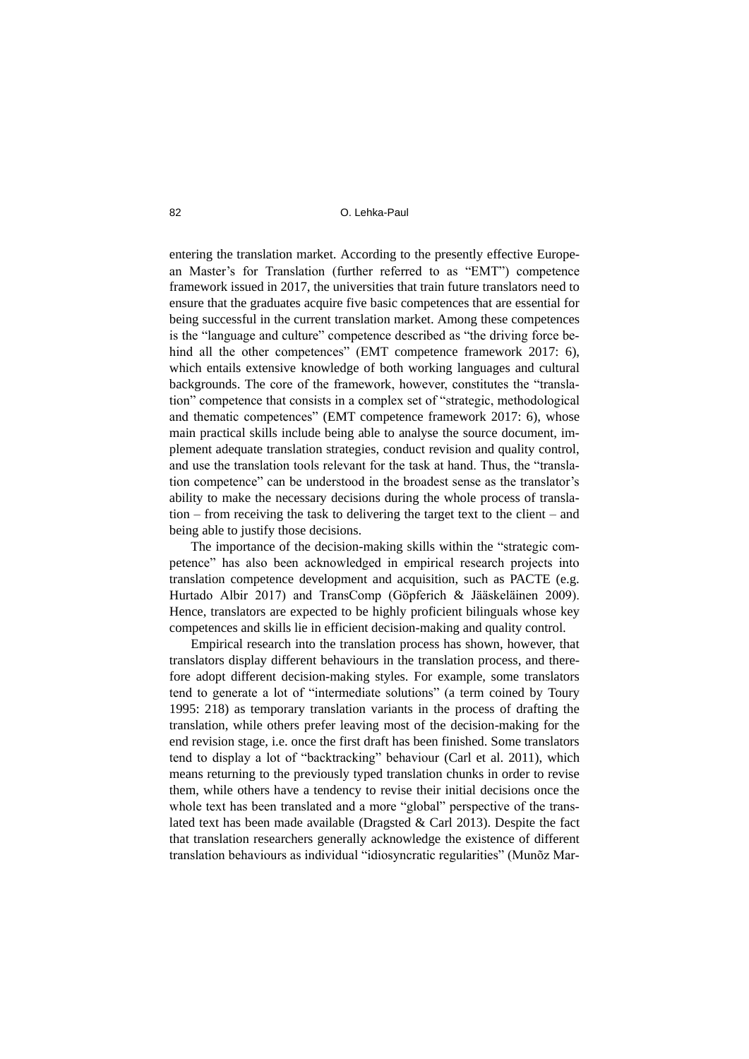entering the translation market. According to the presently effective European Master's for Translation (further referred to as "EMT") competence framework issued in 2017, the universities that train future translators need to ensure that the graduates acquire five basic competences that are essential for being successful in the current translation market. Among these competences is the "language and culture" competence described as "the driving force behind all the other competences" (EMT competence framework 2017: 6), which entails extensive knowledge of both working languages and cultural backgrounds. The core of the framework, however, constitutes the "translation" competence that consists in a complex set of "strategic, methodological and thematic competences" (EMT competence framework 2017: 6), whose main practical skills include being able to analyse the source document, implement adequate translation strategies, conduct revision and quality control, and use the translation tools relevant for the task at hand. Thus, the "translation competence" can be understood in the broadest sense as the translator's ability to make the necessary decisions during the whole process of translation – from receiving the task to delivering the target text to the client – and being able to justify those decisions.

The importance of the decision-making skills within the "strategic competence" has also been acknowledged in empirical research projects into translation competence development and acquisition, such as PACTE (e.g. Hurtado Albir 2017) and TransComp (Göpferich & Jääskeläinen 2009). Hence, translators are expected to be highly proficient bilinguals whose key competences and skills lie in efficient decision-making and quality control.

Empirical research into the translation process has shown, however, that translators display different behaviours in the translation process, and therefore adopt different decision-making styles. For example, some translators tend to generate a lot of "intermediate solutions" (a term coined by Toury 1995: 218) as temporary translation variants in the process of drafting the translation, while others prefer leaving most of the decision-making for the end revision stage, i.e. once the first draft has been finished. Some translators tend to display a lot of "backtracking" behaviour (Carl et al. 2011), which means returning to the previously typed translation chunks in order to revise them, while others have a tendency to revise their initial decisions once the whole text has been translated and a more "global" perspective of the translated text has been made available (Dragsted & Carl 2013). Despite the fact that translation researchers generally acknowledge the existence of different translation behaviours as individual "idiosyncratic regularities" (Munõz Mar-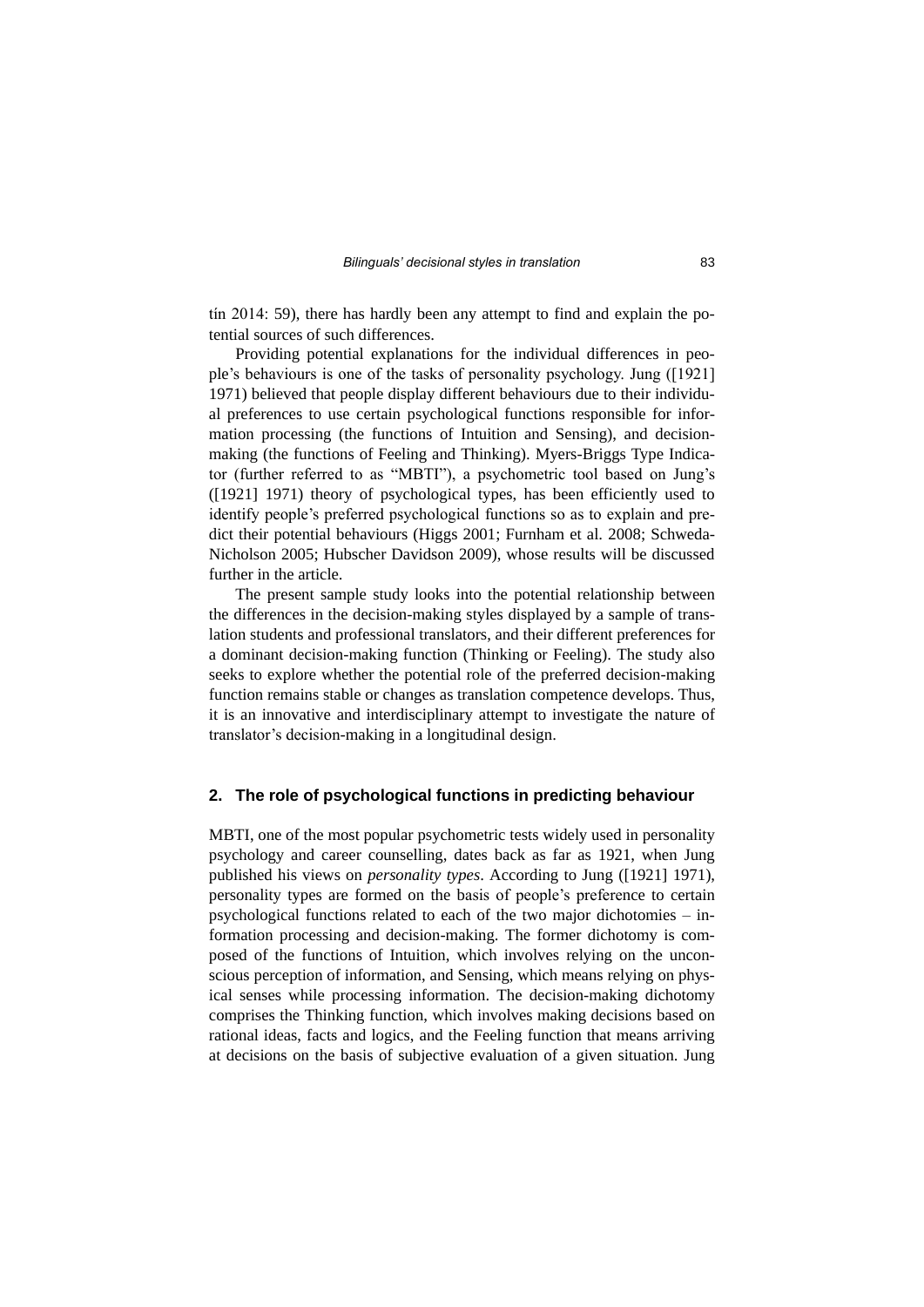tín 2014: 59), there has hardly been any attempt to find and explain the potential sources of such differences.

Providing potential explanations for the individual differences in people's behaviours is one of the tasks of personality psychology. Jung ([1921] 1971) believed that people display different behaviours due to their individual preferences to use certain psychological functions responsible for information processing (the functions of Intuition and Sensing), and decision-making (the functions of Feeling and Thinking). Myers-Briggs Type Indicator (further referred to as "MBTI"), a psychometric tool based on Jung's ([1921] 1971) theory of psychological types, has been efficiently used to identify people's preferred psychological functions so as to explain and predict their potential behaviours (Higgs 2001; Furnham et al. 2008; Schweda-Nicholson 2005; Hubscher Davidson 2009), whose results will be discussed further in the article.

The present sample study looks into the potential relationship between the differences in the decision-making styles displayed by a sample of translation students and professional translators, and their different preferences for a dominant decision-making function (Thinking or Feeling). The study also seeks to explore whether the potential role of the preferred decision-making function remains stable or changes as translation competence develops. Thus, it is an innovative and interdisciplinary attempt to investigate the nature of translator's decision-making in a longitudinal design.

## 2. The role of psychological functions in predicting behaviour

MBTI, one of the most popular psychometric tests widely used in personality psychology and career counselling, dates back as far as 1921, when Jung published his views on *personality types*. According to Jung ([1921] 1971), personality types are formed on the basis of people's preference to certain psychological functions related to each of the two major dichotomies – information processing and decision-making. The former dichotomy is composed of the functions of Intuition, which involves relying on the unconscious perception of information, and Sensing, which means relying on physical senses while processing information. The decision-making dichotomy comprises the Thinking function, which involves making decisions based on rational ideas, facts and logics, and the Feeling function that means arriving at decisions on the basis of subjective evaluation of a given situation. Jung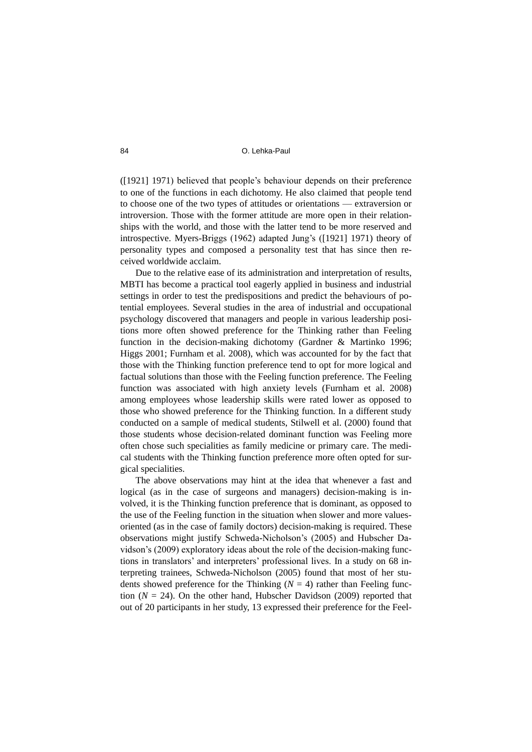([1921] 1971) believed that people's behaviour depends on their preference to one of the functions in each dichotomy. He also claimed that people tend to choose one of the two types of attitudes or orientations — extraversion or introversion. Those with the former attitude are more open in their relationships with the world, and those with the latter tend to be more reserved and introspective. Myers-Briggs (1962) adapted Jung's ([1921] 1971) theory of personality types and composed a personality test that has since then received worldwide acclaim.

Due to the relative ease of its administration and interpretation of results, MBTI has become a practical tool eagerly applied in business and industrial settings in order to test the predispositions and predict the behaviours of potential employees. Several studies in the area of industrial and occupational psychology discovered that managers and people in various leadership positions more often showed preference for the Thinking rather than Feeling function in the decision-making dichotomy (Gardner & Martinko 1996; Higgs 2001; Furnham et al. 2008), which was accounted for by the fact that those with the Thinking function preference tend to opt for more logical and factual solutions than those with the Feeling function preference. The Feeling function was associated with high anxiety levels (Furnham et al. 2008) among employees whose leadership skills were rated lower as opposed to those who showed preference for the Thinking function. In a different study conducted on a sample of medical students, Stilwell et al. (2000) found that those students whose decision-related dominant function was Feeling more often chose such specialities as family medicine or primary care. The medical students with the Thinking function preference more often opted for surgical specialities.

The above observations may hint at the idea that whenever a fast and logical (as in the case of surgeons and managers) decision-making is involved, it is the Thinking function preference that is dominant, as opposed to the use of the Feeling function in the situation when slower and more values-oriented (as in the case of family doctors) decision-making is required. These observations might justify Schweda-Nicholson's (2005) and Hubscher Davidson's (2009) exploratory ideas about the role of the decision-making functions in translators' and interpreters' professional lives. In a study on 68 interpreting trainees, Schweda-Nicholson (2005) found that most of her students showed preference for the Thinking ($N = 4$) rather than Feeling function ($N = 24$). On the other hand, Hubscher Davidson (2009) reported that out of 20 participants in her study, 13 expressed their preference for the Feel-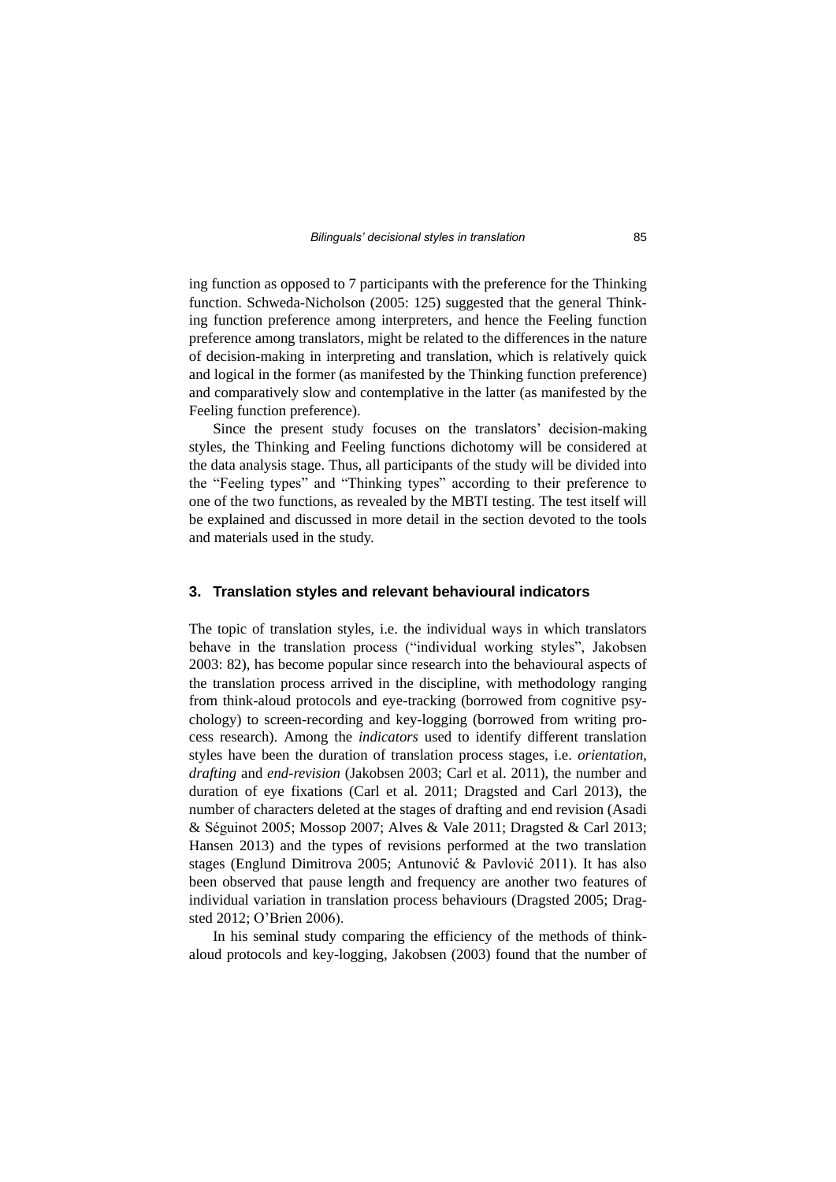ing function as opposed to 7 participants with the preference for the Thinking function. Schweda-Nicholson (2005: 125) suggested that the general Thinking function preference among interpreters, and hence the Feeling function preference among translators, might be related to the differences in the nature of decision-making in interpreting and translation, which is relatively quick and logical in the former (as manifested by the Thinking function preference) and comparatively slow and contemplative in the latter (as manifested by the Feeling function preference).

Since the present study focuses on the translators' decision-making styles, the Thinking and Feeling functions dichotomy will be considered at the data analysis stage. Thus, all participants of the study will be divided into the "Feeling types" and "Thinking types" according to their preference to one of the two functions, as revealed by the MBTI testing. The test itself will be explained and discussed in more detail in the section devoted to the tools and materials used in the study.

## 3. Translation styles and relevant behavioural indicators

The topic of translation styles, i.e. the individual ways in which translators behave in the translation process ("individual working styles", Jakobsen 2003: 82), has become popular since research into the behavioural aspects of the translation process arrived in the discipline, with methodology ranging from think-aloud protocols and eye-tracking (borrowed from cognitive psychology) to screen-recording and key-logging (borrowed from writing process research). Among the *indicators* used to identify different translation styles have been the duration of translation process stages, i.e. *orientation*, *drafting* and *end-revision* (Jakobsen 2003; Carl et al. 2011), the number and duration of eye fixations (Carl et al. 2011; Dragsted and Carl 2013), the number of characters deleted at the stages of drafting and end revision (Asadi & Séguinot 2005; Mossop 2007; Alves & Vale 2011; Dragsted & Carl 2013; Hansen 2013) and the types of revisions performed at the two translation stages (Englund Dimitrova 2005; Antunović & Pavlović 2011). It has also been observed that pause length and frequency are another two features of individual variation in translation process behaviours (Dragsted 2005; Dragsted 2012; O'Brien 2006).

In his seminal study comparing the efficiency of the methods of think-aloud protocols and key-logging, Jakobsen (2003) found that the number of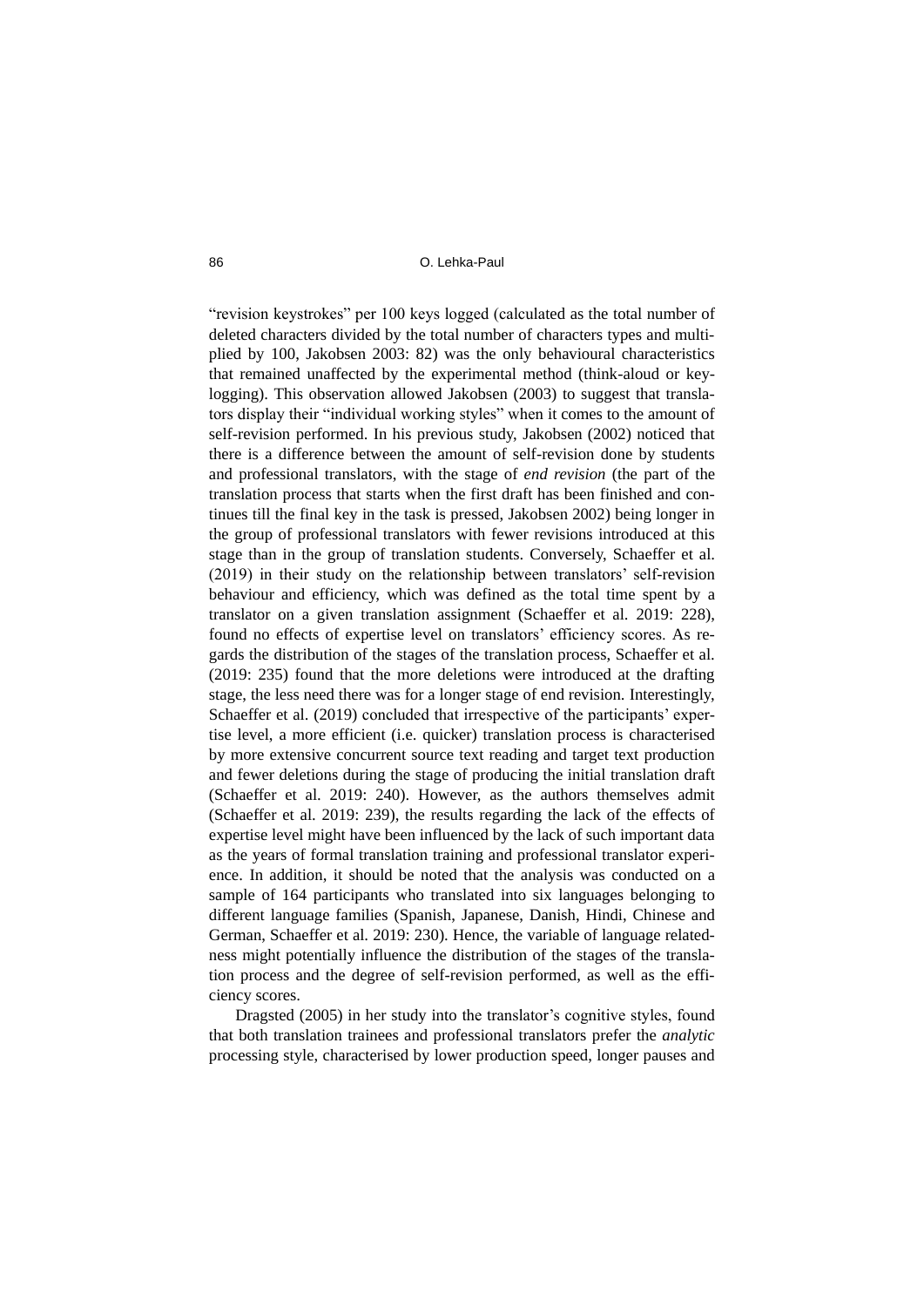"revision keystrokes" per 100 keys logged (calculated as the total number of deleted characters divided by the total number of characters types and multiplied by 100, Jakobsen 2003: 82) was the only behavioural characteristics that remained unaffected by the experimental method (think-aloud or key-logging). This observation allowed Jakobsen (2003) to suggest that translators display their "individual working styles" when it comes to the amount of self-revision performed. In his previous study, Jakobsen (2002) noticed that there is a difference between the amount of self-revision done by students and professional translators, with the stage of *end revision* (the part of the translation process that starts when the first draft has been finished and continues till the final key in the task is pressed, Jakobsen 2002) being longer in the group of professional translators with fewer revisions introduced at this stage than in the group of translation students. Conversely, Schaeffer et al. (2019) in their study on the relationship between translators' self-revision behaviour and efficiency, which was defined as the total time spent by a translator on a given translation assignment (Schaeffer et al. 2019: 228), found no effects of expertise level on translators' efficiency scores. As regards the distribution of the stages of the translation process, Schaeffer et al. (2019: 235) found that the more deletions were introduced at the drafting stage, the less need there was for a longer stage of end revision. Interestingly, Schaeffer et al. (2019) concluded that irrespective of the participants' expertise level, a more efficient (i.e. quicker) translation process is characterised by more extensive concurrent source text reading and target text production and fewer deletions during the stage of producing the initial translation draft (Schaeffer et al. 2019: 240). However, as the authors themselves admit (Schaeffer et al. 2019: 239), the results regarding the lack of the effects of expertise level might have been influenced by the lack of such important data as the years of formal translation training and professional translator experience. In addition, it should be noted that the analysis was conducted on a sample of 164 participants who translated into six languages belonging to different language families (Spanish, Japanese, Danish, Hindi, Chinese and German, Schaeffer et al. 2019: 230). Hence, the variable of language relatedness might potentially influence the distribution of the stages of the translation process and the degree of self-revision performed, as well as the efficiency scores.

Dragsted (2005) in her study into the translator's cognitive styles, found that both translation trainees and professional translators prefer the *analytic* processing style, characterised by lower production speed, longer pauses and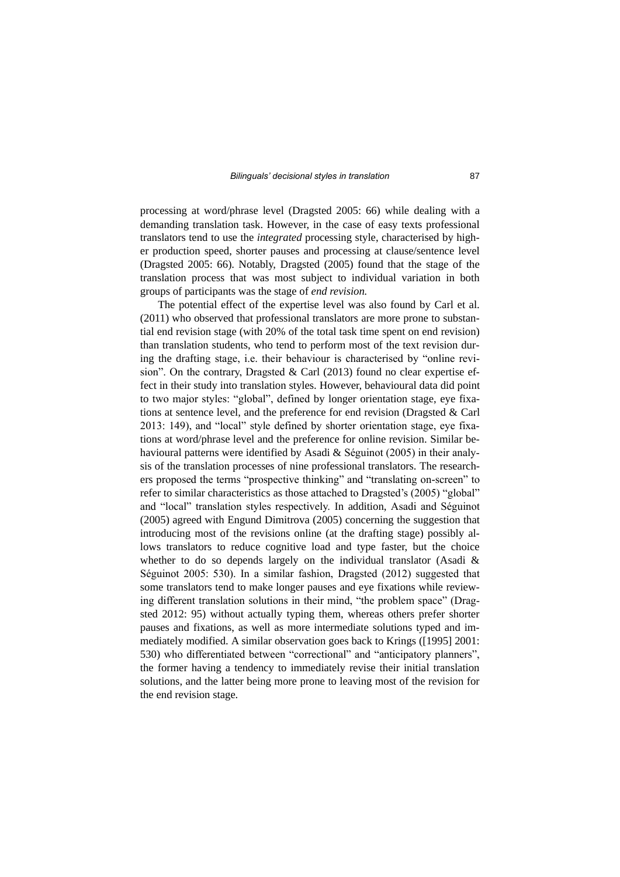processing at word/phrase level (Dragsted 2005: 66) while dealing with a demanding translation task. However, in the case of easy texts professional translators tend to use the *integrated* processing style, characterised by higher production speed, shorter pauses and processing at clause/sentence level (Dragsted 2005: 66). Notably, Dragsted (2005) found that the stage of the translation process that was most subject to individual variation in both groups of participants was the stage of *end revision.*

The potential effect of the expertise level was also found by Carl et al. (2011) who observed that professional translators are more prone to substantial end revision stage (with 20% of the total task time spent on end revision) than translation students, who tend to perform most of the text revision during the drafting stage, i.e. their behaviour is characterised by "online revision". On the contrary, Dragsted & Carl (2013) found no clear expertise effect in their study into translation styles. However, behavioural data did point to two major styles: "global", defined by longer orientation stage, eye fixations at sentence level, and the preference for end revision (Dragsted & Carl 2013: 149), and "local" style defined by shorter orientation stage, eye fixations at word/phrase level and the preference for online revision. Similar behavioural patterns were identified by Asadi & Séguinot (2005) in their analysis of the translation processes of nine professional translators. The researchers proposed the terms "prospective thinking" and "translating on-screen" to refer to similar characteristics as those attached to Dragsted's (2005) "global" and "local" translation styles respectively. In addition, Asadi and Séguinot (2005) agreed with Engund Dimitrova (2005) concerning the suggestion that introducing most of the revisions online (at the drafting stage) possibly allows translators to reduce cognitive load and type faster, but the choice whether to do so depends largely on the individual translator (Asadi & Séguinot 2005: 530). In a similar fashion, Dragsted (2012) suggested that some translators tend to make longer pauses and eye fixations while reviewing different translation solutions in their mind, "the problem space" (Dragsted 2012: 95) without actually typing them, whereas others prefer shorter pauses and fixations, as well as more intermediate solutions typed and immediately modified. A similar observation goes back to Krings ([1995] 2001: 530) who differentiated between "correctional" and "anticipatory planners", the former having a tendency to immediately revise their initial translation solutions, and the latter being more prone to leaving most of the revision for the end revision stage.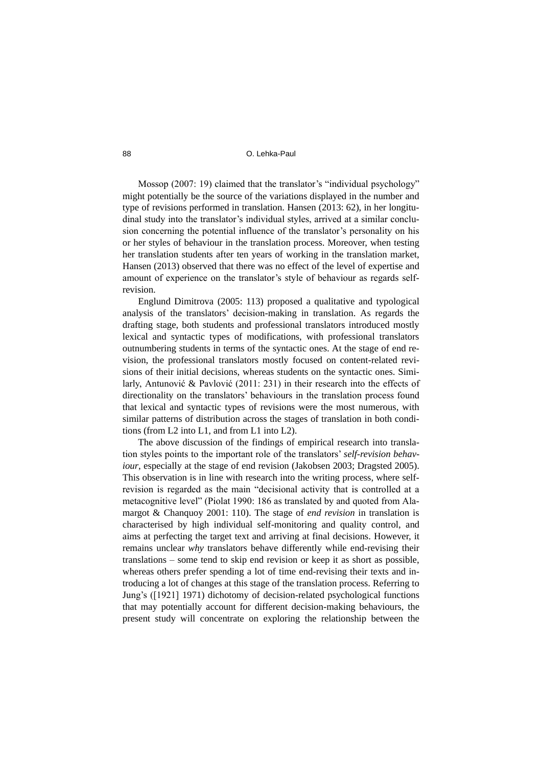Mossop (2007: 19) claimed that the translator's "individual psychology" might potentially be the source of the variations displayed in the number and type of revisions performed in translation. Hansen (2013: 62), in her longitudinal study into the translator's individual styles, arrived at a similar conclusion concerning the potential influence of the translator's personality on his or her styles of behaviour in the translation process. Moreover, when testing her translation students after ten years of working in the translation market, Hansen (2013) observed that there was no effect of the level of expertise and amount of experience on the translator's style of behaviour as regards self-revision.

Englund Dimitrova (2005: 113) proposed a qualitative and typological analysis of the translators' decision-making in translation. As regards the drafting stage, both students and professional translators introduced mostly lexical and syntactic types of modifications, with professional translators outnumbering students in terms of the syntactic ones. At the stage of end revision, the professional translators mostly focused on content-related revisions of their initial decisions, whereas students on the syntactic ones. Similarly, Antunović & Pavlović (2011: 231) in their research into the effects of directionality on the translators' behaviours in the translation process found that lexical and syntactic types of revisions were the most numerous, with similar patterns of distribution across the stages of translation in both conditions (from L2 into L1, and from L1 into L2).

The above discussion of the findings of empirical research into translation styles points to the important role of the translators' *self-revision behaviour*, especially at the stage of end revision (Jakobsen 2003; Dragsted 2005). This observation is in line with research into the writing process, where self-revision is regarded as the main "decisional activity that is controlled at a metacognitive level" (Piolat 1990: 186 as translated by and quoted from Alamargot & Chanquoy 2001: 110). The stage of *end revision* in translation is characterised by high individual self-monitoring and quality control, and aims at perfecting the target text and arriving at final decisions. However, it remains unclear *why* translators behave differently while end-revising their translations – some tend to skip end revision or keep it as short as possible, whereas others prefer spending a lot of time end-revising their texts and introducing a lot of changes at this stage of the translation process. Referring to Jung's ([1921] 1971) dichotomy of decision-related psychological functions that may potentially account for different decision-making behaviours, the present study will concentrate on exploring the relationship between the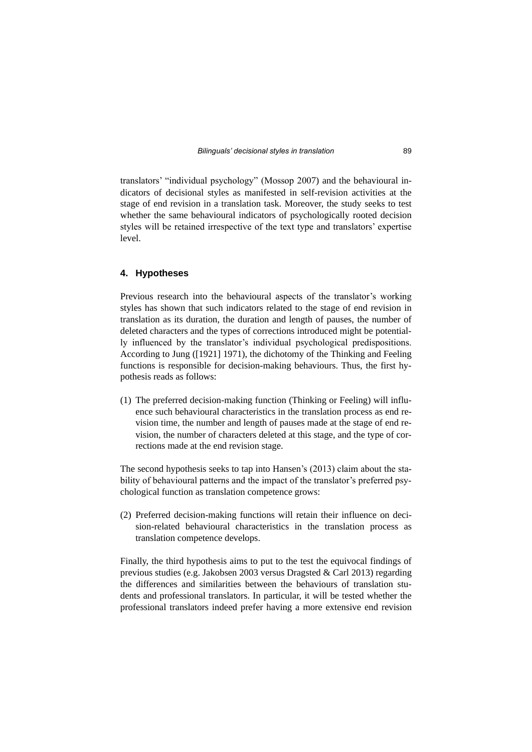translators' "individual psychology" (Mossop 2007) and the behavioural indicators of decisional styles as manifested in self-revision activities at the stage of end revision in a translation task. Moreover, the study seeks to test whether the same behavioural indicators of psychologically rooted decision styles will be retained irrespective of the text type and translators' expertise level.

## 4. Hypotheses

Previous research into the behavioural aspects of the translator's working styles has shown that such indicators related to the stage of end revision in translation as its duration, the duration and length of pauses, the number of deleted characters and the types of corrections introduced might be potentially influenced by the translator's individual psychological predispositions. According to Jung ([1921] 1971), the dichotomy of the Thinking and Feeling functions is responsible for decision-making behaviours. Thus, the first hypothesis reads as follows:

(1) The preferred decision-making function (Thinking or Feeling) will influence such behavioural characteristics in the translation process as end revision time, the number and length of pauses made at the stage of end revision, the number of characters deleted at this stage, and the type of corrections made at the end revision stage.

The second hypothesis seeks to tap into Hansen's (2013) claim about the stability of behavioural patterns and the impact of the translator's preferred psychological function as translation competence grows:

(2) Preferred decision-making functions will retain their influence on decision-related behavioural characteristics in the translation process as translation competence develops.

Finally, the third hypothesis aims to put to the test the equivocal findings of previous studies (e.g. Jakobsen 2003 versus Dragsted & Carl 2013) regarding the differences and similarities between the behaviours of translation students and professional translators. In particular, it will be tested whether the professional translators indeed prefer having a more extensive end revision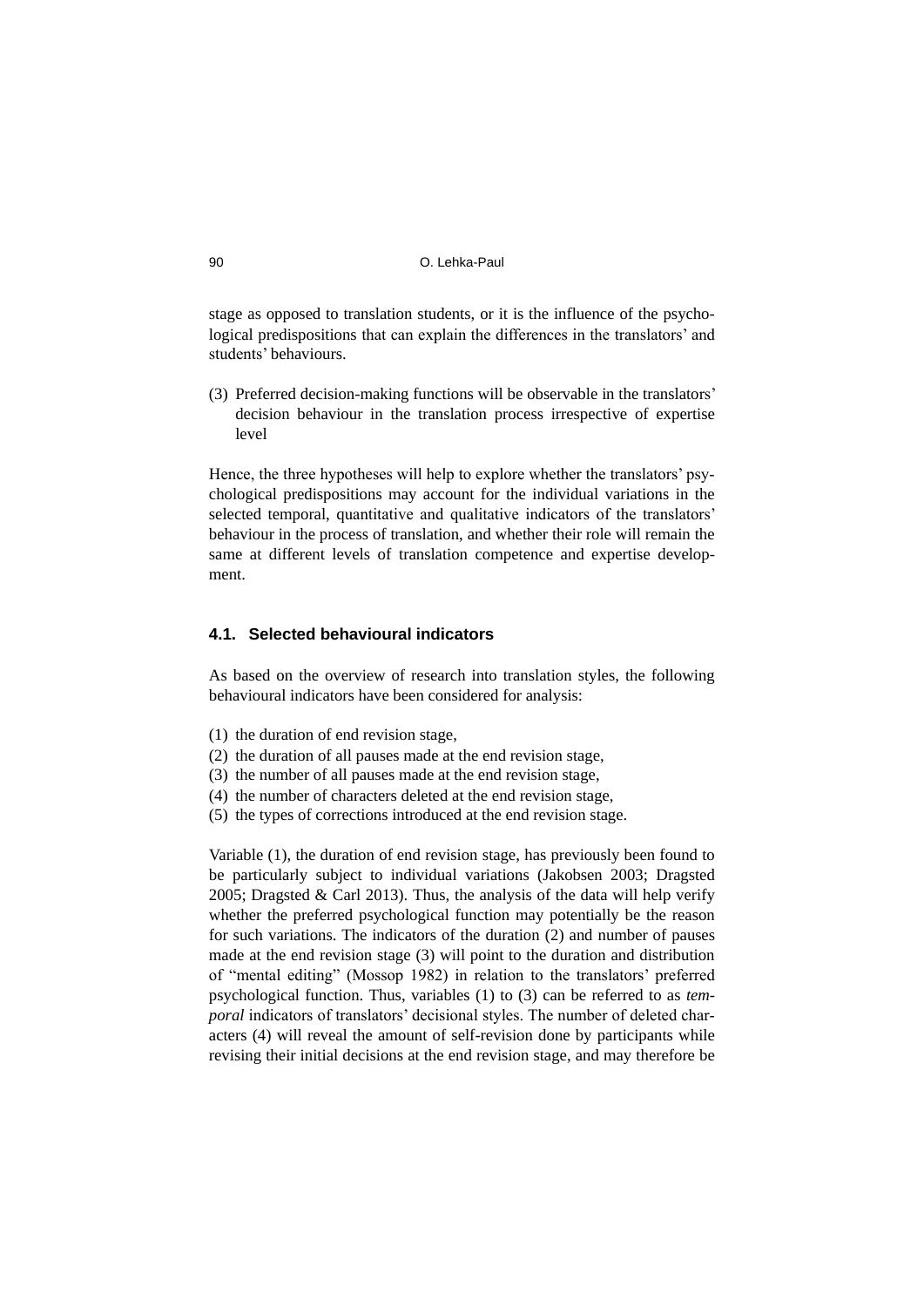stage as opposed to translation students, or it is the influence of the psychological predispositions that can explain the differences in the translators' and students' behaviours.

(3) Preferred decision-making functions will be observable in the translators' decision behaviour in the translation process irrespective of expertise level

Hence, the three hypotheses will help to explore whether the translators' psychological predispositions may account for the individual variations in the selected temporal, quantitative and qualitative indicators of the translators' behaviour in the process of translation, and whether their role will remain the same at different levels of translation competence and expertise development.

### 4.1. Selected behavioural indicators

As based on the overview of research into translation styles, the following behavioural indicators have been considered for analysis:

(1) the duration of end revision stage,
(2) the duration of all pauses made at the end revision stage,
(3) the number of all pauses made at the end revision stage,
(4) the number of characters deleted at the end revision stage,
(5) the types of corrections introduced at the end revision stage.

Variable (1), the duration of end revision stage, has previously been found to be particularly subject to individual variations (Jakobsen 2003; Dragsted 2005; Dragsted & Carl 2013). Thus, the analysis of the data will help verify whether the preferred psychological function may potentially be the reason for such variations. The indicators of the duration (2) and number of pauses made at the end revision stage (3) will point to the duration and distribution of "mental editing" (Mossop 1982) in relation to the translators' preferred psychological function. Thus, variables (1) to (3) can be referred to as *temporal* indicators of translators' decisional styles. The number of deleted characters (4) will reveal the amount of self-revision done by participants while revising their initial decisions at the end revision stage, and may therefore be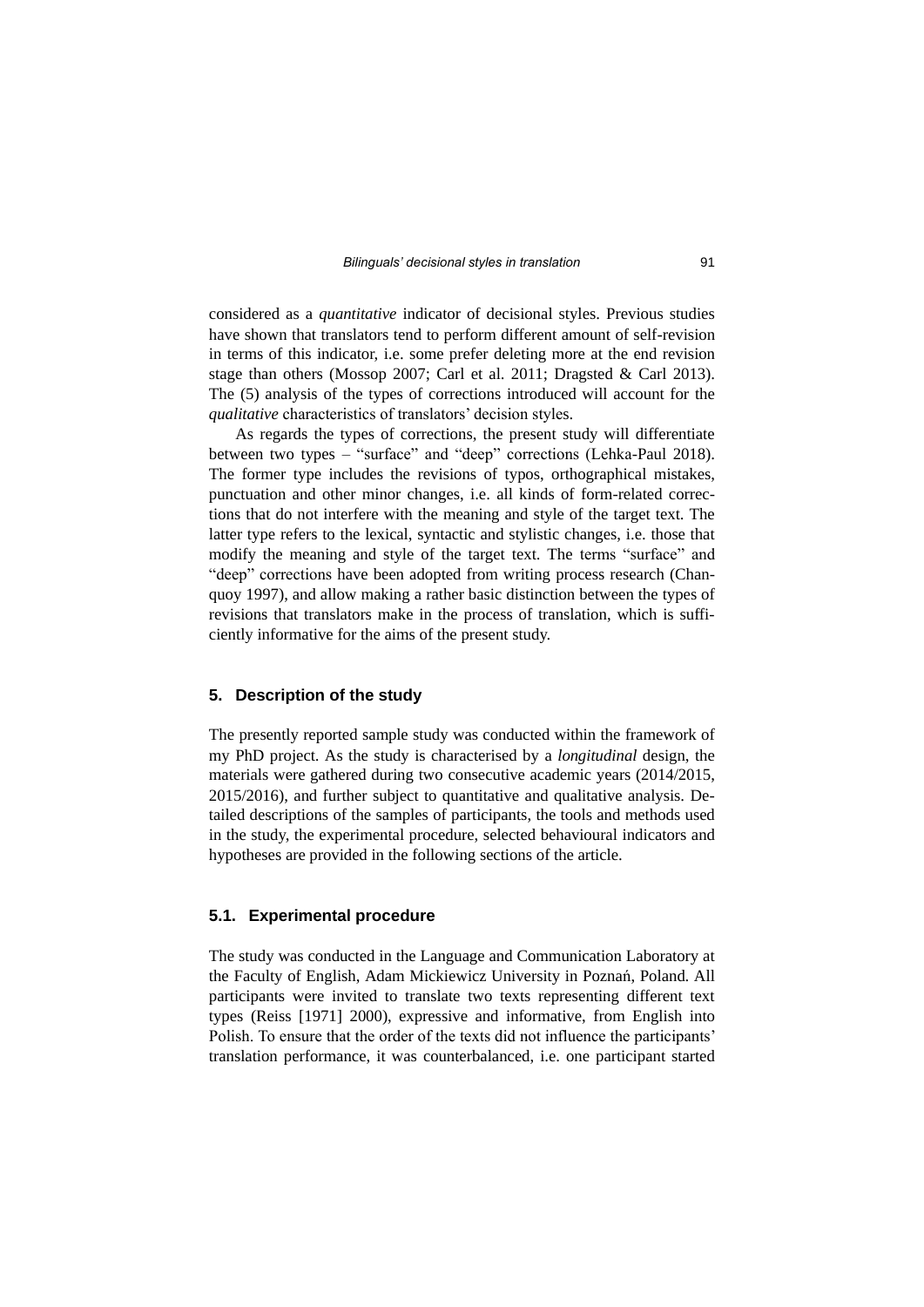considered as a *quantitative* indicator of decisional styles. Previous studies have shown that translators tend to perform different amount of self-revision in terms of this indicator, i.e. some prefer deleting more at the end revision stage than others (Mossop 2007; Carl et al. 2011; Dragsted & Carl 2013). The (5) analysis of the types of corrections introduced will account for the *qualitative* characteristics of translators' decision styles.

As regards the types of corrections, the present study will differentiate between two types – "surface" and "deep" corrections (Lehka-Paul 2018). The former type includes the revisions of typos, orthographical mistakes, punctuation and other minor changes, i.e. all kinds of form-related corrections that do not interfere with the meaning and style of the target text. The latter type refers to the lexical, syntactic and stylistic changes, i.e. those that modify the meaning and style of the target text. The terms "surface" and "deep" corrections have been adopted from writing process research (Chanquoy 1997), and allow making a rather basic distinction between the types of revisions that translators make in the process of translation, which is sufficiently informative for the aims of the present study.

## 5. Description of the study

The presently reported sample study was conducted within the framework of my PhD project. As the study is characterised by a *longitudinal* design, the materials were gathered during two consecutive academic years (2014/2015, 2015/2016), and further subject to quantitative and qualitative analysis. Detailed descriptions of the samples of participants, the tools and methods used in the study, the experimental procedure, selected behavioural indicators and hypotheses are provided in the following sections of the article.

### 5.1. Experimental procedure

The study was conducted in the Language and Communication Laboratory at the Faculty of English, Adam Mickiewicz University in Poznań, Poland. All participants were invited to translate two texts representing different text types (Reiss [1971] 2000), expressive and informative, from English into Polish. To ensure that the order of the texts did not influence the participants' translation performance, it was counterbalanced, i.e. one participant started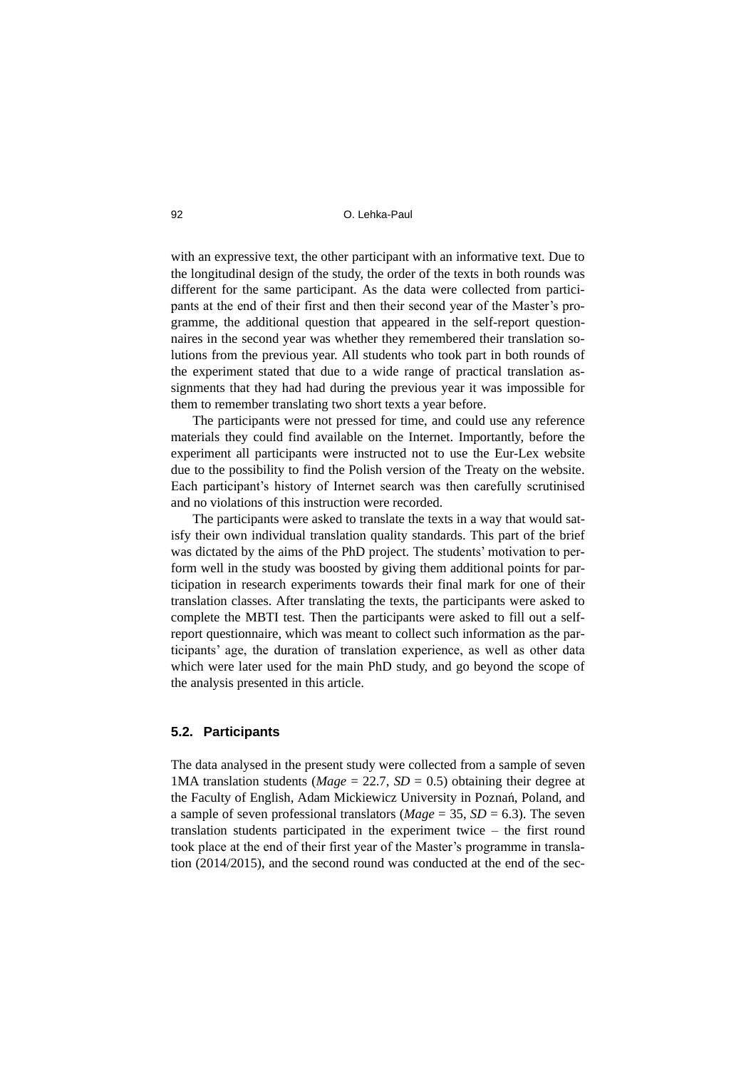with an expressive text, the other participant with an informative text. Due to the longitudinal design of the study, the order of the texts in both rounds was different for the same participant. As the data were collected from participants at the end of their first and then their second year of the Master's programme, the additional question that appeared in the self-report questionnaires in the second year was whether they remembered their translation solutions from the previous year. All students who took part in both rounds of the experiment stated that due to a wide range of practical translation assignments that they had had during the previous year it was impossible for them to remember translating two short texts a year before.

The participants were not pressed for time, and could use any reference materials they could find available on the Internet. Importantly, before the experiment all participants were instructed not to use the Eur-Lex website due to the possibility to find the Polish version of the Treaty on the website. Each participant's history of Internet search was then carefully scrutinised and no violations of this instruction were recorded.

The participants were asked to translate the texts in a way that would satisfy their own individual translation quality standards. This part of the brief was dictated by the aims of the PhD project. The students' motivation to perform well in the study was boosted by giving them additional points for participation in research experiments towards their final mark for one of their translation classes. After translating the texts, the participants were asked to complete the MBTI test. Then the participants were asked to fill out a self-report questionnaire, which was meant to collect such information as the participants' age, the duration of translation experience, as well as other data which were later used for the main PhD study, and go beyond the scope of the analysis presented in this article.

### 5.2. Participants

The data analysed in the present study were collected from a sample of seven 1MA translation students (*Mage* = 22.7, *SD* = 0.5) obtaining their degree at the Faculty of English, Adam Mickiewicz University in Poznań, Poland, and a sample of seven professional translators (*Mage* = 35, *SD* = 6.3). The seven translation students participated in the experiment twice – the first round took place at the end of their first year of the Master's programme in translation (2014/2015), and the second round was conducted at the end of the sec-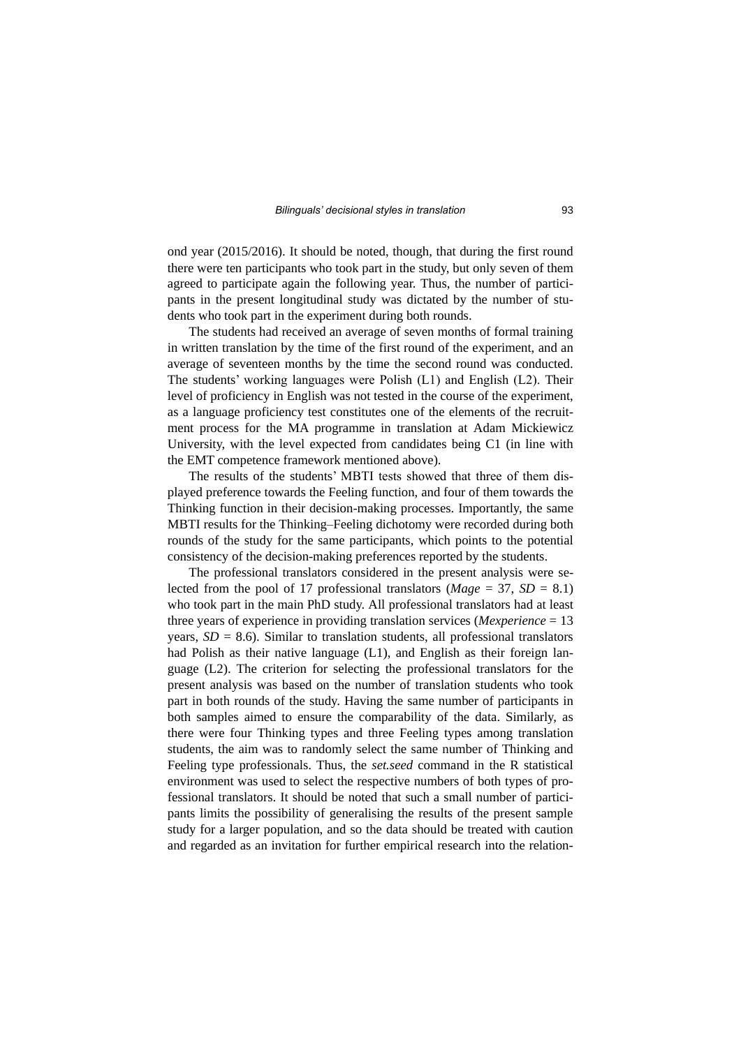ond year (2015/2016). It should be noted, though, that during the first round there were ten participants who took part in the study, but only seven of them agreed to participate again the following year. Thus, the number of participants in the present longitudinal study was dictated by the number of students who took part in the experiment during both rounds.

The students had received an average of seven months of formal training in written translation by the time of the first round of the experiment, and an average of seventeen months by the time the second round was conducted. The students' working languages were Polish (L1) and English (L2). Their level of proficiency in English was not tested in the course of the experiment, as a language proficiency test constitutes one of the elements of the recruitment process for the MA programme in translation at Adam Mickiewicz University, with the level expected from candidates being C1 (in line with the EMT competence framework mentioned above).

The results of the students' MBTI tests showed that three of them displayed preference towards the Feeling function, and four of them towards the Thinking function in their decision-making processes. Importantly, the same MBTI results for the Thinking–Feeling dichotomy were recorded during both rounds of the study for the same participants, which points to the potential consistency of the decision-making preferences reported by the students.

The professional translators considered in the present analysis were selected from the pool of 17 professional translators (*Mage* = 37, *SD* = 8.1) who took part in the main PhD study. All professional translators had at least three years of experience in providing translation services (*Mexperience* = 13 years, *SD* = 8.6). Similar to translation students, all professional translators had Polish as their native language (L1), and English as their foreign language (L2). The criterion for selecting the professional translators for the present analysis was based on the number of translation students who took part in both rounds of the study. Having the same number of participants in both samples aimed to ensure the comparability of the data. Similarly, as there were four Thinking types and three Feeling types among translation students, the aim was to randomly select the same number of Thinking and Feeling type professionals. Thus, the *set.seed* command in the R statistical environment was used to select the respective numbers of both types of professional translators. It should be noted that such a small number of participants limits the possibility of generalising the results of the present sample study for a larger population, and so the data should be treated with caution and regarded as an invitation for further empirical research into the relation-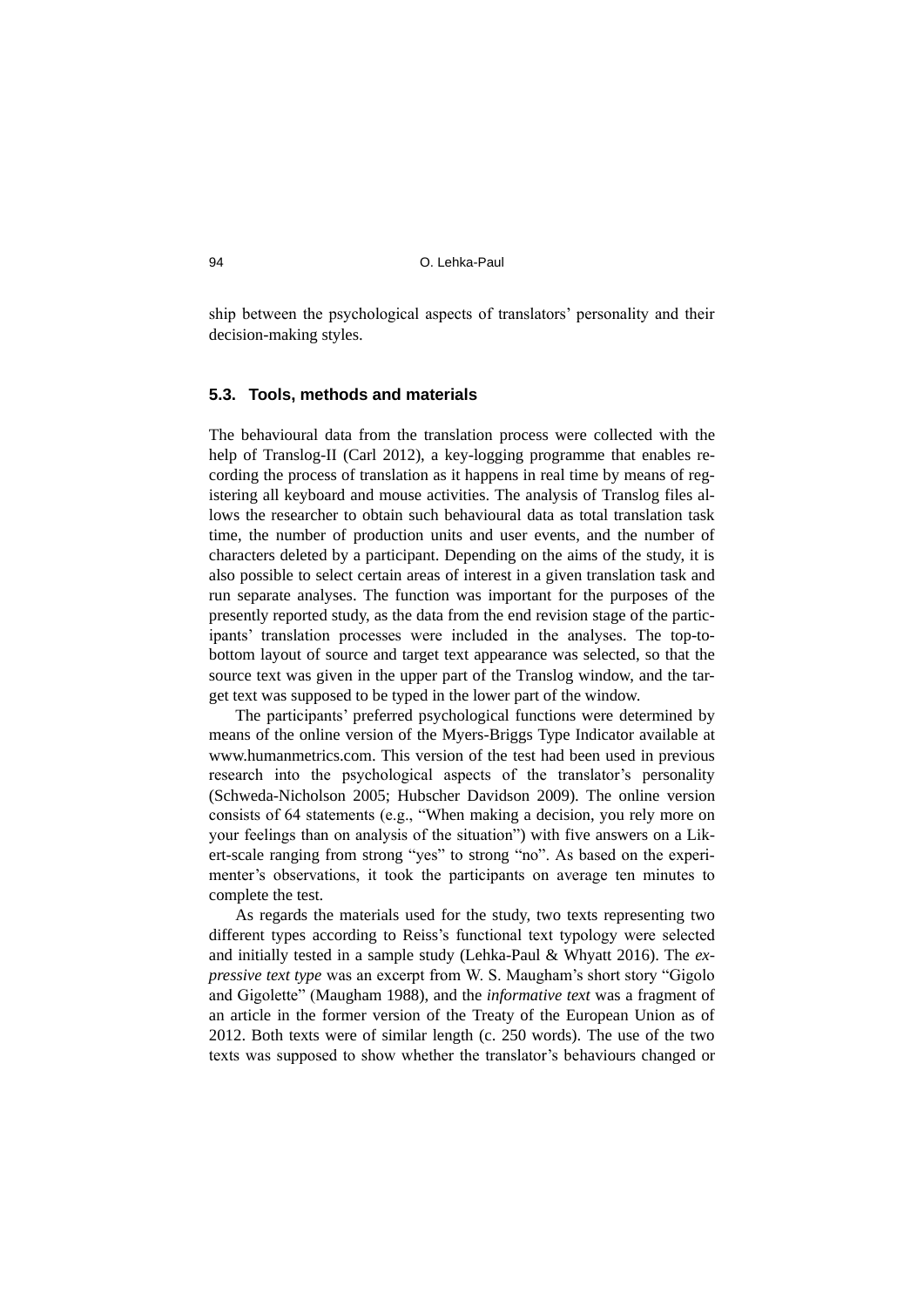ship between the psychological aspects of translators' personality and their decision-making styles.

### 5.3. Tools, methods and materials

The behavioural data from the translation process were collected with the help of Translog-II (Carl 2012), a key-logging programme that enables recording the process of translation as it happens in real time by means of registering all keyboard and mouse activities. The analysis of Translog files allows the researcher to obtain such behavioural data as total translation task time, the number of production units and user events, and the number of characters deleted by a participant. Depending on the aims of the study, it is also possible to select certain areas of interest in a given translation task and run separate analyses. The function was important for the purposes of the presently reported study, as the data from the end revision stage of the participants' translation processes were included in the analyses. The top-to-bottom layout of source and target text appearance was selected, so that the source text was given in the upper part of the Translog window, and the target text was supposed to be typed in the lower part of the window.

The participants' preferred psychological functions were determined by means of the online version of the Myers-Briggs Type Indicator available at www.humanmetrics.com. This version of the test had been used in previous research into the psychological aspects of the translator's personality (Schweda-Nicholson 2005; Hubscher Davidson 2009). The online version consists of 64 statements (e.g., "When making a decision, you rely more on your feelings than on analysis of the situation") with five answers on a Likert-scale ranging from strong "yes" to strong "no". As based on the experimenter's observations, it took the participants on average ten minutes to complete the test.

As regards the materials used for the study, two texts representing two different types according to Reiss's functional text typology were selected and initially tested in a sample study (Lehka-Paul & Whyatt 2016). The *expressive text type* was an excerpt from W. S. Maugham's short story "Gigolo and Gigolette" (Maugham 1988), and the *informative text* was a fragment of an article in the former version of the Treaty of the European Union as of 2012. Both texts were of similar length (c. 250 words). The use of the two texts was supposed to show whether the translator's behaviours changed or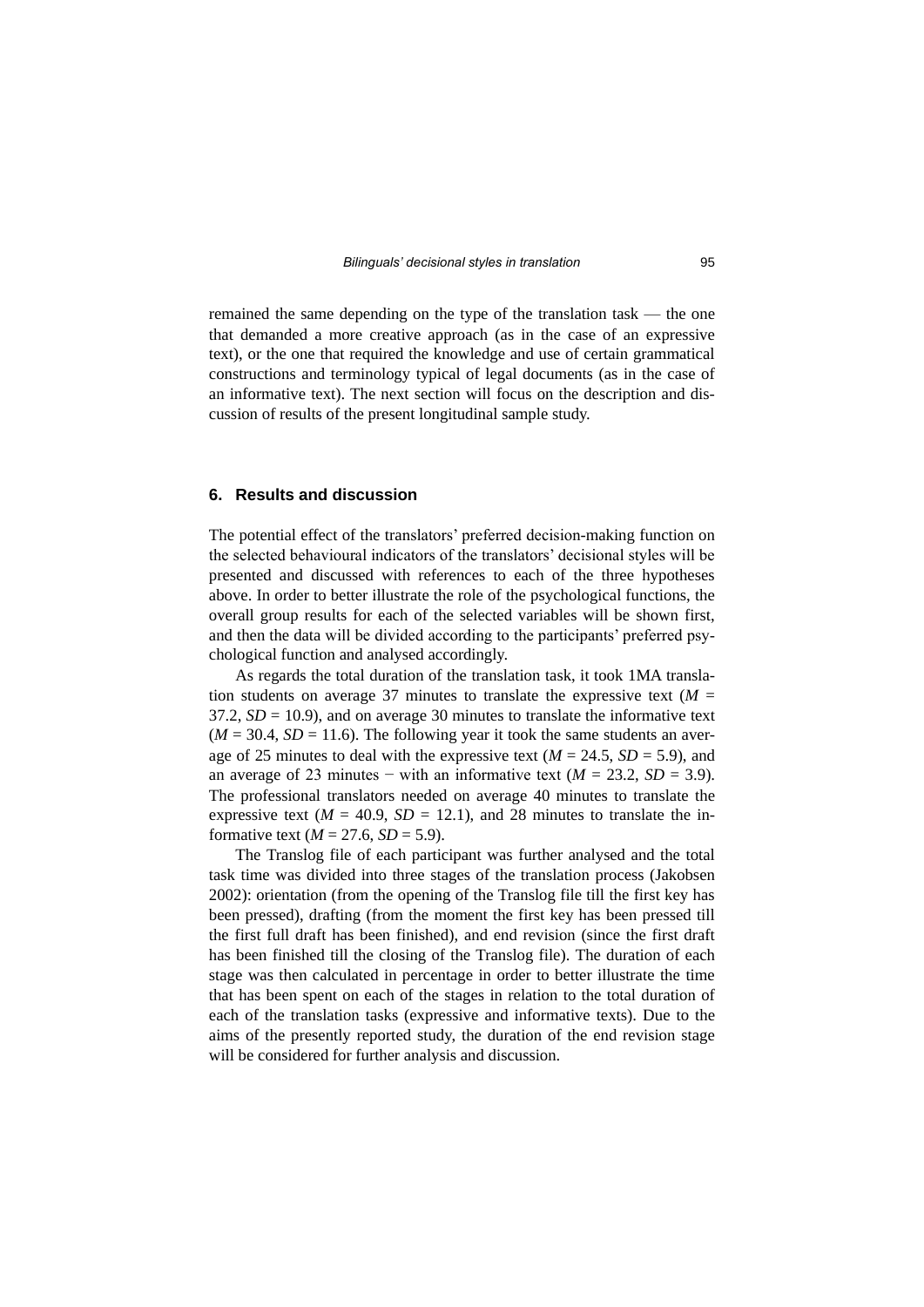remained the same depending on the type of the translation task — the one that demanded a more creative approach (as in the case of an expressive text), or the one that required the knowledge and use of certain grammatical constructions and terminology typical of legal documents (as in the case of an informative text). The next section will focus on the description and discussion of results of the present longitudinal sample study.

## 6. Results and discussion

The potential effect of the translators' preferred decision-making function on the selected behavioural indicators of the translators' decisional styles will be presented and discussed with references to each of the three hypotheses above. In order to better illustrate the role of the psychological functions, the overall group results for each of the selected variables will be shown first, and then the data will be divided according to the participants' preferred psychological function and analysed accordingly.

As regards the total duration of the translation task, it took 1MA translation students on average 37 minutes to translate the expressive text ($M$ = 37.2, $SD$ = 10.9), and on average 30 minutes to translate the informative text ($M$ = 30.4, $SD$ = 11.6). The following year it took the same students an average of 25 minutes to deal with the expressive text ($M$ = 24.5, $SD$ = 5.9), and an average of 23 minutes − with an informative text ($M$ = 23.2, $SD$ = 3.9). The professional translators needed on average 40 minutes to translate the expressive text ($M$ = 40.9, $SD$ = 12.1), and 28 minutes to translate the informative text ($M$ = 27.6, $SD$ = 5.9).

The Translog file of each participant was further analysed and the total task time was divided into three stages of the translation process (Jakobsen 2002): orientation (from the opening of the Translog file till the first key has been pressed), drafting (from the moment the first key has been pressed till the first full draft has been finished), and end revision (since the first draft has been finished till the closing of the Translog file). The duration of each stage was then calculated in percentage in order to better illustrate the time that has been spent on each of the stages in relation to the total duration of each of the translation tasks (expressive and informative texts). Due to the aims of the presently reported study, the duration of the end revision stage will be considered for further analysis and discussion.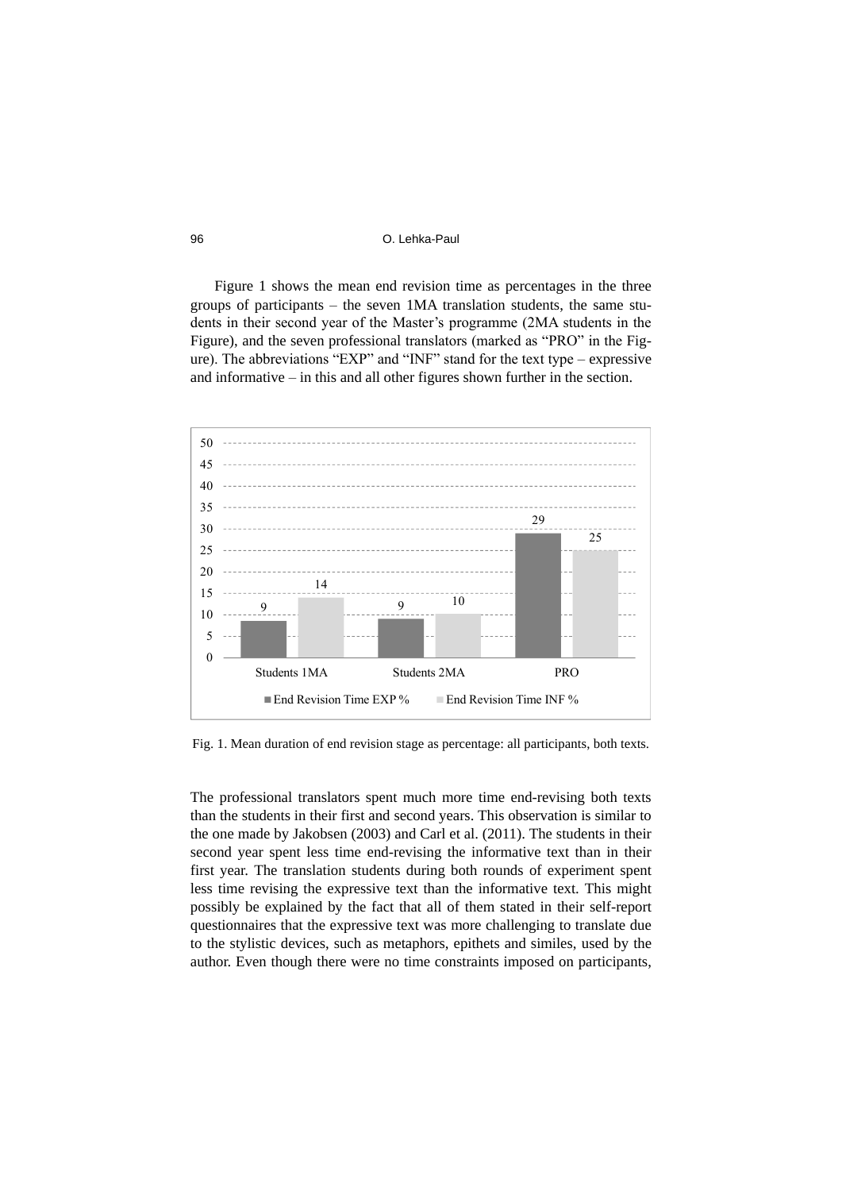Figure 1 shows the mean end revision time as percentages in the three groups of participants – the seven 1MA translation students, the same students in their second year of the Master's programme (2MA students in the Figure), and the seven professional translators (marked as "PRO" in the Figure). The abbreviations "EXP" and "INF" stand for the text type – expressive and informative – in this and all other figures shown further in the section.

Fig. 1. Mean duration of end revision stage as percentage: all participants, both texts.

The professional translators spent much more time end-revising both texts than the students in their first and second years. This observation is similar to the one made by Jakobsen (2003) and Carl et al. (2011). The students in their second year spent less time end-revising the informative text than in their first year. The translation students during both rounds of experiment spent less time revising the expressive text than the informative text. This might possibly be explained by the fact that all of them stated in their self-report questionnaires that the expressive text was more challenging to translate due to the stylistic devices, such as metaphors, epithets and similes, used by the author. Even though there were no time constraints imposed on participants,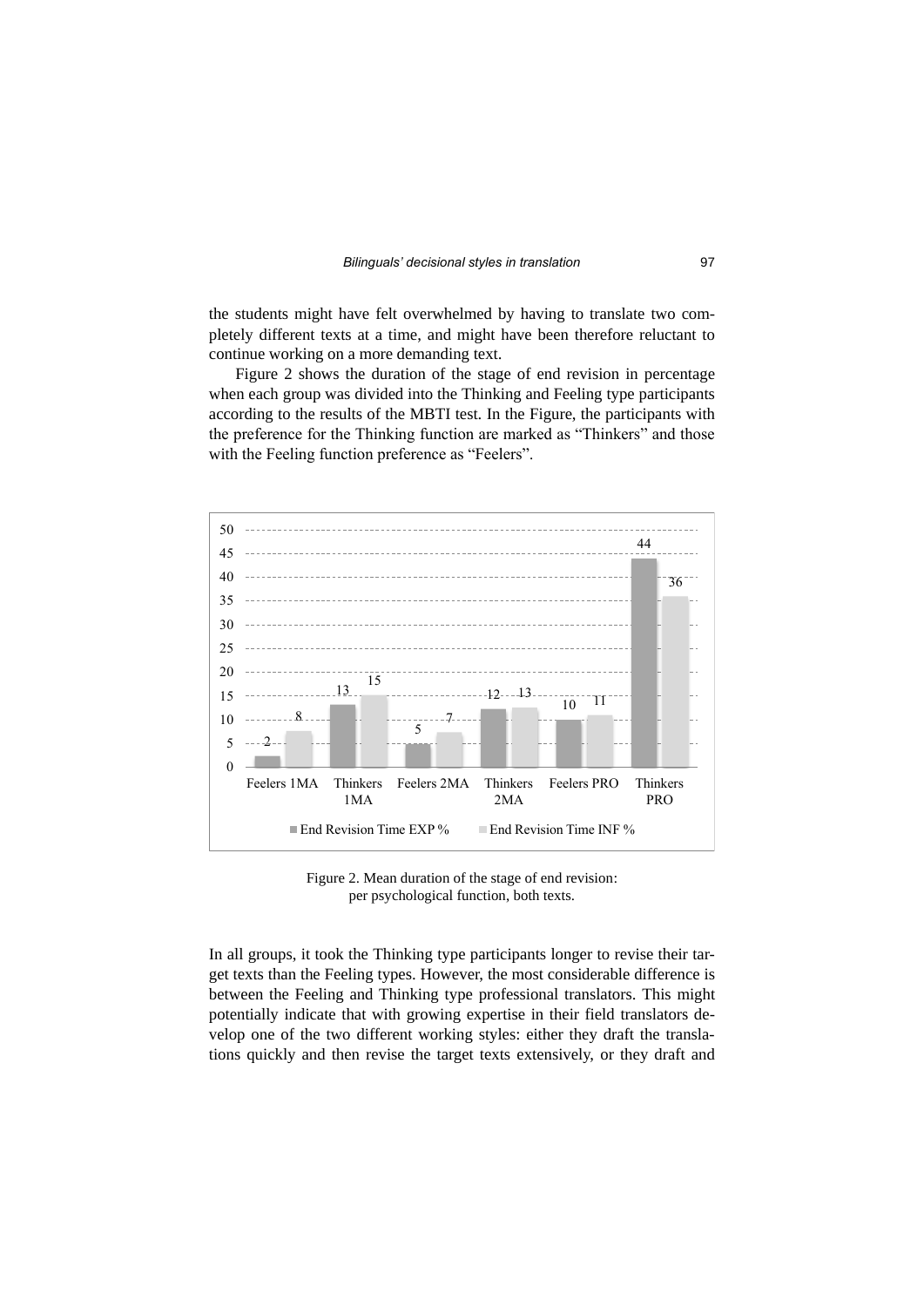the students might have felt overwhelmed by having to translate two completely different texts at a time, and might have been therefore reluctant to continue working on a more demanding text.

Figure 2 shows the duration of the stage of end revision in percentage when each group was divided into the Thinking and Feeling type participants according to the results of the MBTI test. In the Figure, the participants with the preference for the Thinking function are marked as "Thinkers" and those with the Feeling function preference as "Feelers".

Figure 2. Mean duration of the stage of end revision: per psychological function, both texts.

In all groups, it took the Thinking type participants longer to revise their target texts than the Feeling types. However, the most considerable difference is between the Feeling and Thinking type professional translators. This might potentially indicate that with growing expertise in their field translators develop one of the two different working styles: either they draft the translations quickly and then revise the target texts extensively, or they draft and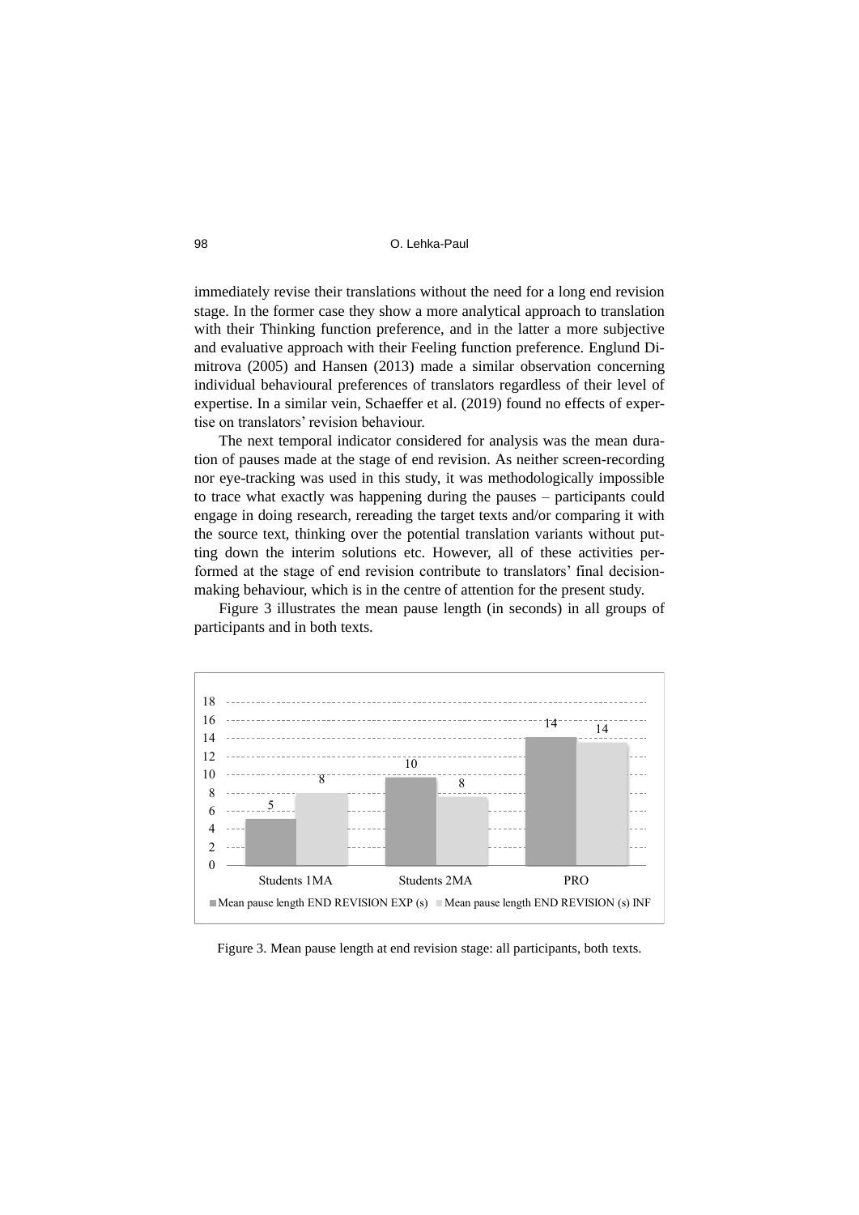immediately revise their translations without the need for a long end revision stage. In the former case they show a more analytical approach to translation with their Thinking function preference, and in the latter a more subjective and evaluative approach with their Feeling function preference. Englund Dimitrova (2005) and Hansen (2013) made a similar observation concerning individual behavioural preferences of translators regardless of their level of expertise. In a similar vein, Schaeffer et al. (2019) found no effects of expertise on translators' revision behaviour.

The next temporal indicator considered for analysis was the mean duration of pauses made at the stage of end revision. As neither screen-recording nor eye-tracking was used in this study, it was methodologically impossible to trace what exactly was happening during the pauses – participants could engage in doing research, rereading the target texts and/or comparing it with the source text, thinking over the potential translation variants without putting down the interim solutions etc. However, all of these activities performed at the stage of end revision contribute to translators' final decision-making behaviour, which is in the centre of attention for the present study.

Figure 3 illustrates the mean pause length (in seconds) in all groups of participants and in both texts.

| | Mean pause length END REVISION EXP (s) | Mean pause length END REVISION (s) INF |
|---|---|---|
| Students 1MA | 5 | 8 |
| Students 2MA | 10 | 8 |
| PRO | 14 | 14 |

Figure 3. Mean pause length at end revision stage: all participants, both texts.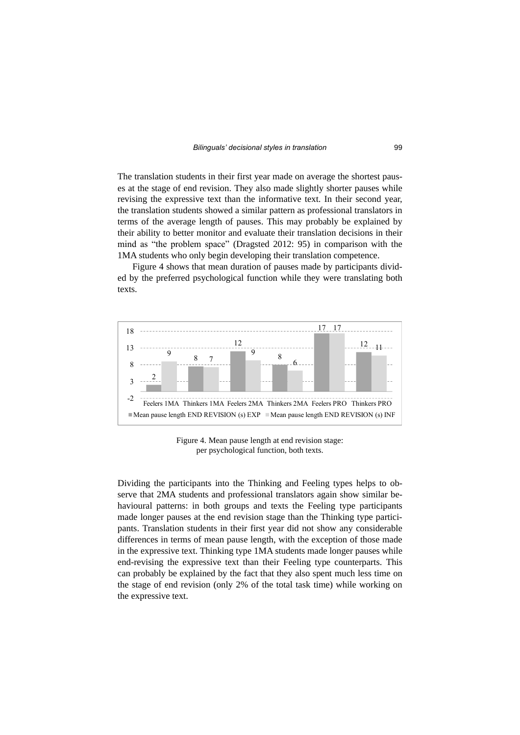The translation students in their first year made on average the shortest pauses at the stage of end revision. They also made slightly shorter pauses while revising the expressive text than the informative text. In their second year, the translation students showed a similar pattern as professional translators in terms of the average length of pauses. This may probably be explained by their ability to better monitor and evaluate their translation decisions in their mind as "the problem space" (Dragsted 2012: 95) in comparison with the 1MA students who only begin developing their translation competence.

Figure 4 shows that mean duration of pauses made by participants divided by the preferred psychological function while they were translating both texts.

| | Feelers 1MA | Thinkers 1MA | Feelers 2MA | Thinkers 2MA | Feelers PRO | Thinkers PRO |
|---|---|---|---|---|---|---|
| Mean pause length END REVISION (s) EXP | 2 | 8 | 12 | 8 | 17 | 12 |
| Mean pause length END REVISION (s) INF | 9 | 7 | 9 | 6 | 17 | 11 |

Figure 4. Mean pause length at end revision stage: per psychological function, both texts.

Dividing the participants into the Thinking and Feeling types helps to observe that 2MA students and professional translators again show similar behavioural patterns: in both groups and texts the Feeling type participants made longer pauses at the end revision stage than the Thinking type participants. Translation students in their first year did not show any considerable differences in terms of mean pause length, with the exception of those made in the expressive text. Thinking type 1MA students made longer pauses while end-revising the expressive text than their Feeling type counterparts. This can probably be explained by the fact that they also spent much less time on the stage of end revision (only 2% of the total task time) while working on the expressive text.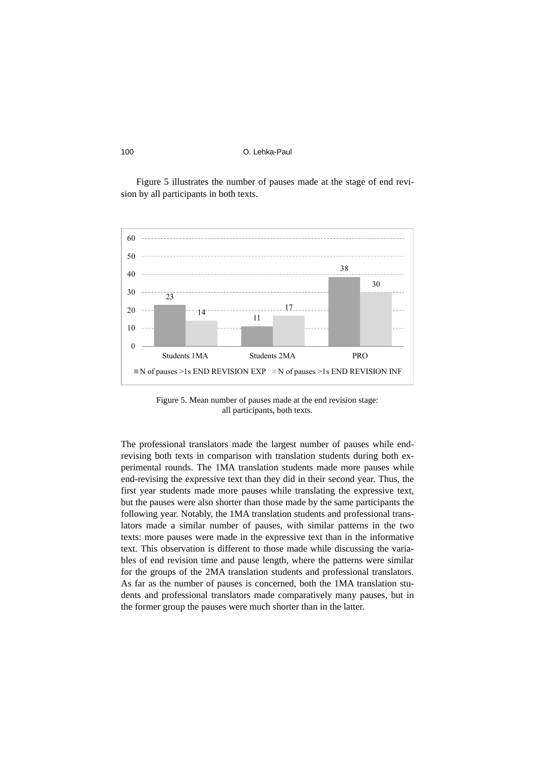Figure 5 illustrates the number of pauses made at the stage of end revision by all participants in both texts.

Figure 5. Mean number of pauses made at the end revision stage: all participants, both texts.

The professional translators made the largest number of pauses while end-revising both texts in comparison with translation students during both experimental rounds. The 1MA translation students made more pauses while end-revising the expressive text than they did in their second year. Thus, the first year students made more pauses while translating the expressive text, but the pauses were also shorter than those made by the same participants the following year. Notably, the 1MA translation students and professional translators made a similar number of pauses, with similar patterns in the two texts: more pauses were made in the expressive text than in the informative text. This observation is different to those made while discussing the variables of end revision time and pause length, where the patterns were similar for the groups of the 2MA translation students and professional translators. As far as the number of pauses is concerned, both the 1MA translation students and professional translators made comparatively many pauses, but in the former group the pauses were much shorter than in the latter.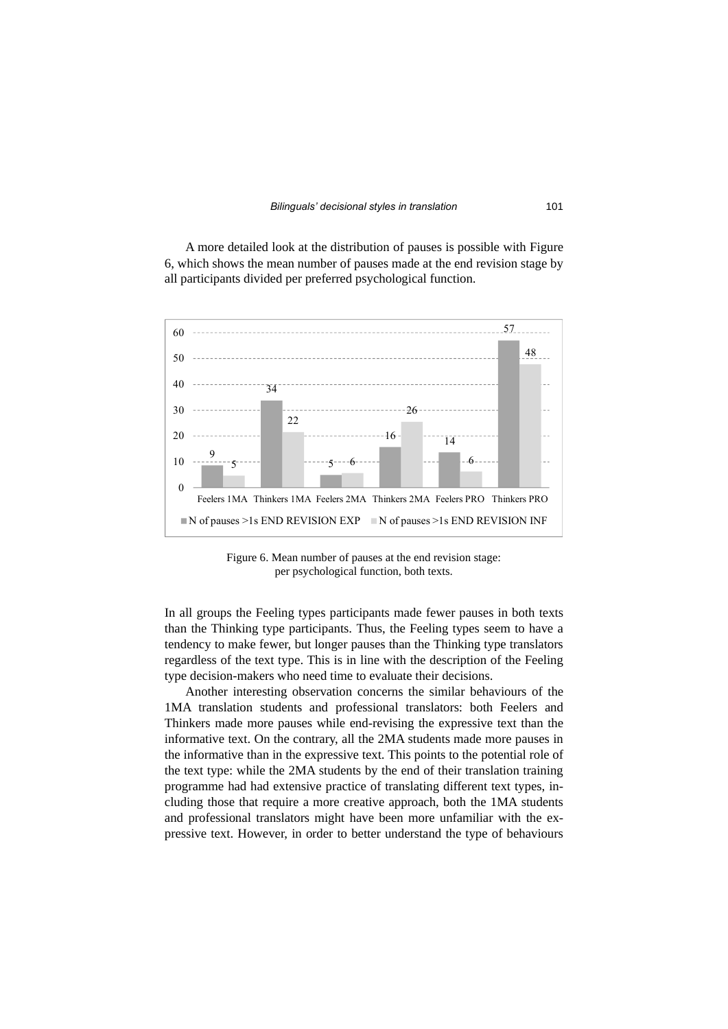A more detailed look at the distribution of pauses is possible with Figure 6, which shows the mean number of pauses made at the end revision stage by all participants divided per preferred psychological function.

| | N of pauses >1s END REVISION EXP | N of pauses >1s END REVISION INF |
|---|---|---|
| Feelers 1MA | 9 | 5 |
| Thinkers 1MA | 34 | 22 |
| Feelers 2MA | 5 | 6 |
| Thinkers 2MA | 16 | 26 |
| Feelers PRO | 14 | 6 |
| Thinkers PRO | 57 | 48 |

Figure 6. Mean number of pauses at the end revision stage: per psychological function, both texts.

In all groups the Feeling types participants made fewer pauses in both texts than the Thinking type participants. Thus, the Feeling types seem to have a tendency to make fewer, but longer pauses than the Thinking type translators regardless of the text type. This is in line with the description of the Feeling type decision-makers who need time to evaluate their decisions.

Another interesting observation concerns the similar behaviours of the 1MA translation students and professional translators: both Feelers and Thinkers made more pauses while end-revising the expressive text than the informative text. On the contrary, all the 2MA students made more pauses in the informative than in the expressive text. This points to the potential role of the text type: while the 2MA students by the end of their translation training programme had had extensive practice of translating different text types, including those that require a more creative approach, both the 1MA students and professional translators might have been more unfamiliar with the expressive text. However, in order to better understand the type of behaviours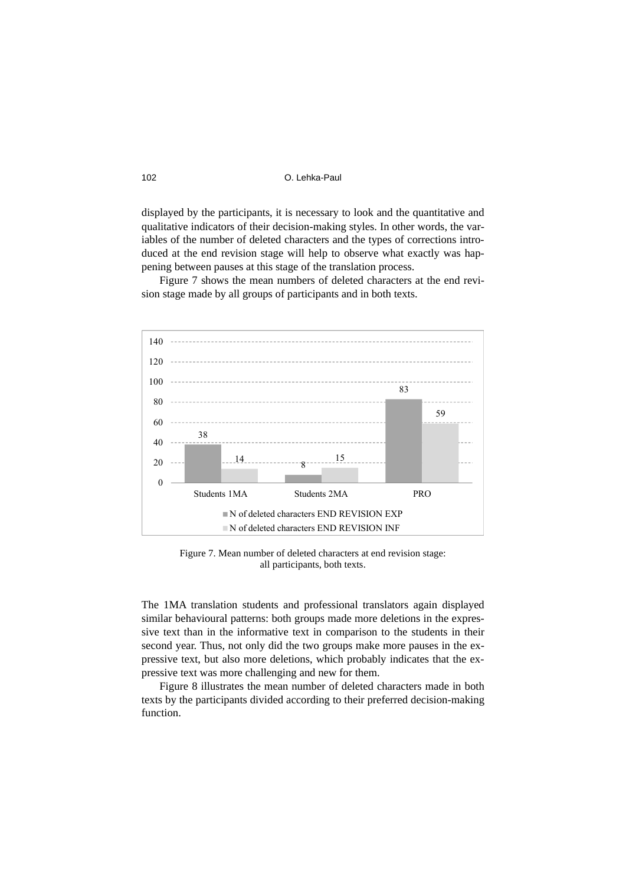displayed by the participants, it is necessary to look and the quantitative and qualitative indicators of their decision-making styles. In other words, the variables of the number of deleted characters and the types of corrections introduced at the end revision stage will help to observe what exactly was happening between pauses at this stage of the translation process.

Figure 7 shows the mean numbers of deleted characters at the end revision stage made by all groups of participants and in both texts.

| | N of deleted characters END REVISION EXP | N of deleted characters END REVISION INF |
|---|---|---|
| Students 1MA | 38 | 14 |
| Students 2MA | 8 | 15 |
| PRO | 83 | 59 |

Figure 7. Mean number of deleted characters at end revision stage: all participants, both texts.

The 1MA translation students and professional translators again displayed similar behavioural patterns: both groups made more deletions in the expressive text than in the informative text in comparison to the students in their second year. Thus, not only did the two groups make more pauses in the expressive text, but also more deletions, which probably indicates that the expressive text was more challenging and new for them.

Figure 8 illustrates the mean number of deleted characters made in both texts by the participants divided according to their preferred decision-making function.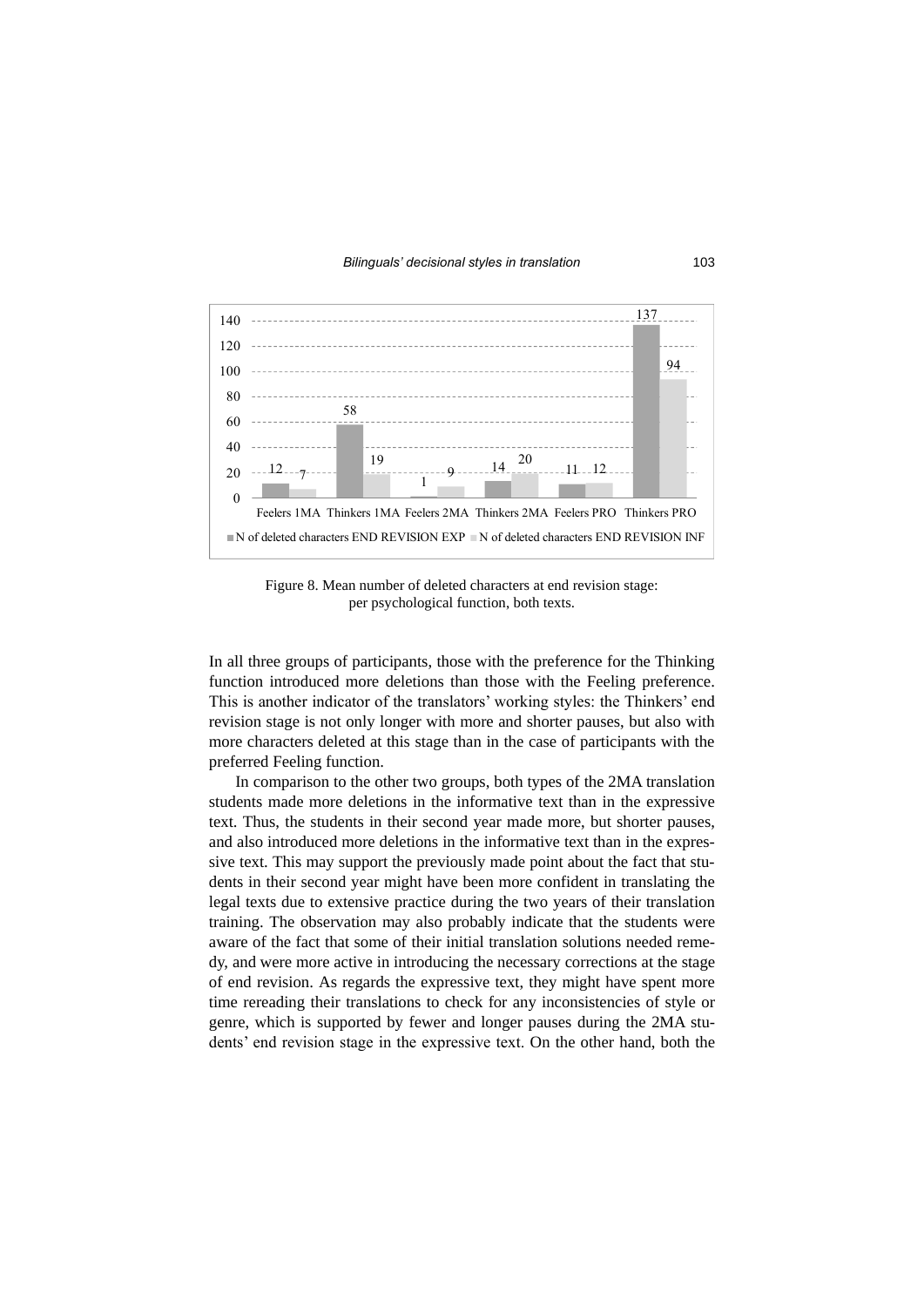Figure 8. Mean number of deleted characters at end revision stage: per psychological function, both texts.

In all three groups of participants, those with the preference for the Thinking function introduced more deletions than those with the Feeling preference. This is another indicator of the translators' working styles: the Thinkers' end revision stage is not only longer with more and shorter pauses, but also with more characters deleted at this stage than in the case of participants with the preferred Feeling function.

In comparison to the other two groups, both types of the 2MA translation students made more deletions in the informative text than in the expressive text. Thus, the students in their second year made more, but shorter pauses, and also introduced more deletions in the informative text than in the expressive text. This may support the previously made point about the fact that students in their second year might have been more confident in translating the legal texts due to extensive practice during the two years of their translation training. The observation may also probably indicate that the students were aware of the fact that some of their initial translation solutions needed remedy, and were more active in introducing the necessary corrections at the stage of end revision. As regards the expressive text, they might have spent more time rereading their translations to check for any inconsistencies of style or genre, which is supported by fewer and longer pauses during the 2MA students' end revision stage in the expressive text. On the other hand, both the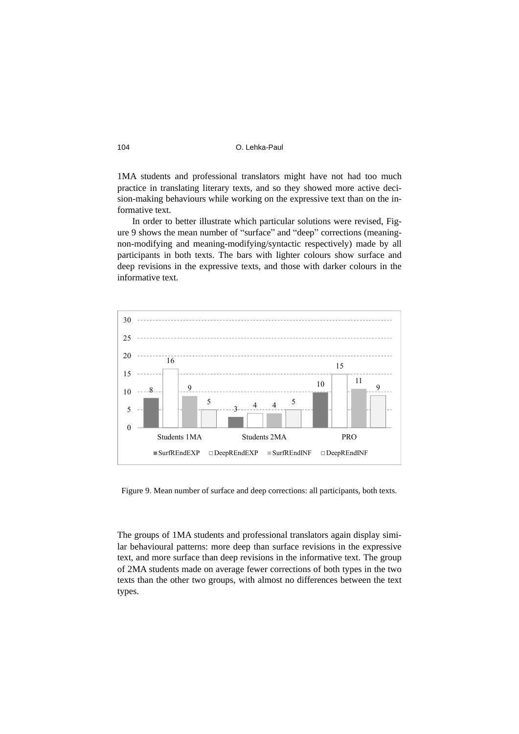1MA students and professional translators might have not had too much practice in translating literary texts, and so they showed more active decision-making behaviours while working on the expressive text than on the informative text.

In order to better illustrate which particular solutions were revised, Figure 9 shows the mean number of "surface" and "deep" corrections (meaning-non-modifying and meaning-modifying/syntactic respectively) made by all participants in both texts. The bars with lighter colours show surface and deep revisions in the expressive texts, and those with darker colours in the informative text.

| | SurfREndEXP | DeepREndEXP | SurfREndINF | DeepREndINF |
|---|---|---|---|---|
| Students 1MA | 8 | 16 | 9 | 5 |
| Students 2MA | 3 | 4 | 4 | 5 |
| PRO | 10 | 15 | 11 | 9 |

Figure 9. Mean number of surface and deep corrections: all participants, both texts.

The groups of 1MA students and professional translators again display similar behavioural patterns: more deep than surface revisions in the expressive text, and more surface than deep revisions in the informative text. The group of 2MA students made on average fewer corrections of both types in the two texts than the other two groups, with almost no differences between the text types.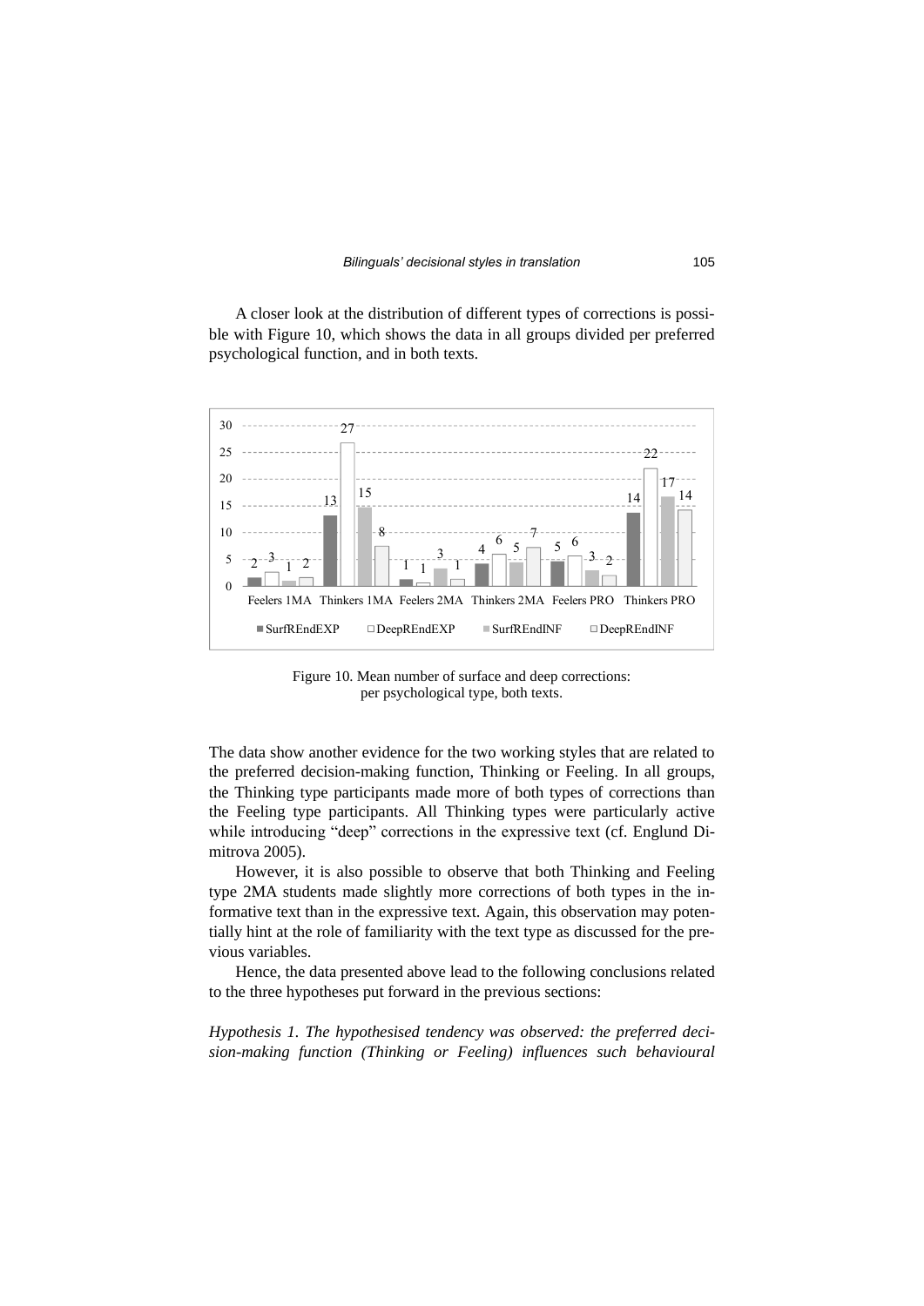A closer look at the distribution of different types of corrections is possible with Figure 10, which shows the data in all groups divided per preferred psychological function, and in both texts.

Figure 10. Mean number of surface and deep corrections: per psychological type, both texts.

The data show another evidence for the two working styles that are related to the preferred decision-making function, Thinking or Feeling. In all groups, the Thinking type participants made more of both types of corrections than the Feeling type participants. All Thinking types were particularly active while introducing "deep" corrections in the expressive text (cf. Englund Dimitrova 2005).

However, it is also possible to observe that both Thinking and Feeling type 2MA students made slightly more corrections of both types in the informative text than in the expressive text. Again, this observation may potentially hint at the role of familiarity with the text type as discussed for the previous variables.

Hence, the data presented above lead to the following conclusions related to the three hypotheses put forward in the previous sections:

*Hypothesis 1. The hypothesised tendency was observed: the preferred decision-making function (Thinking or Feeling) influences such behavioural*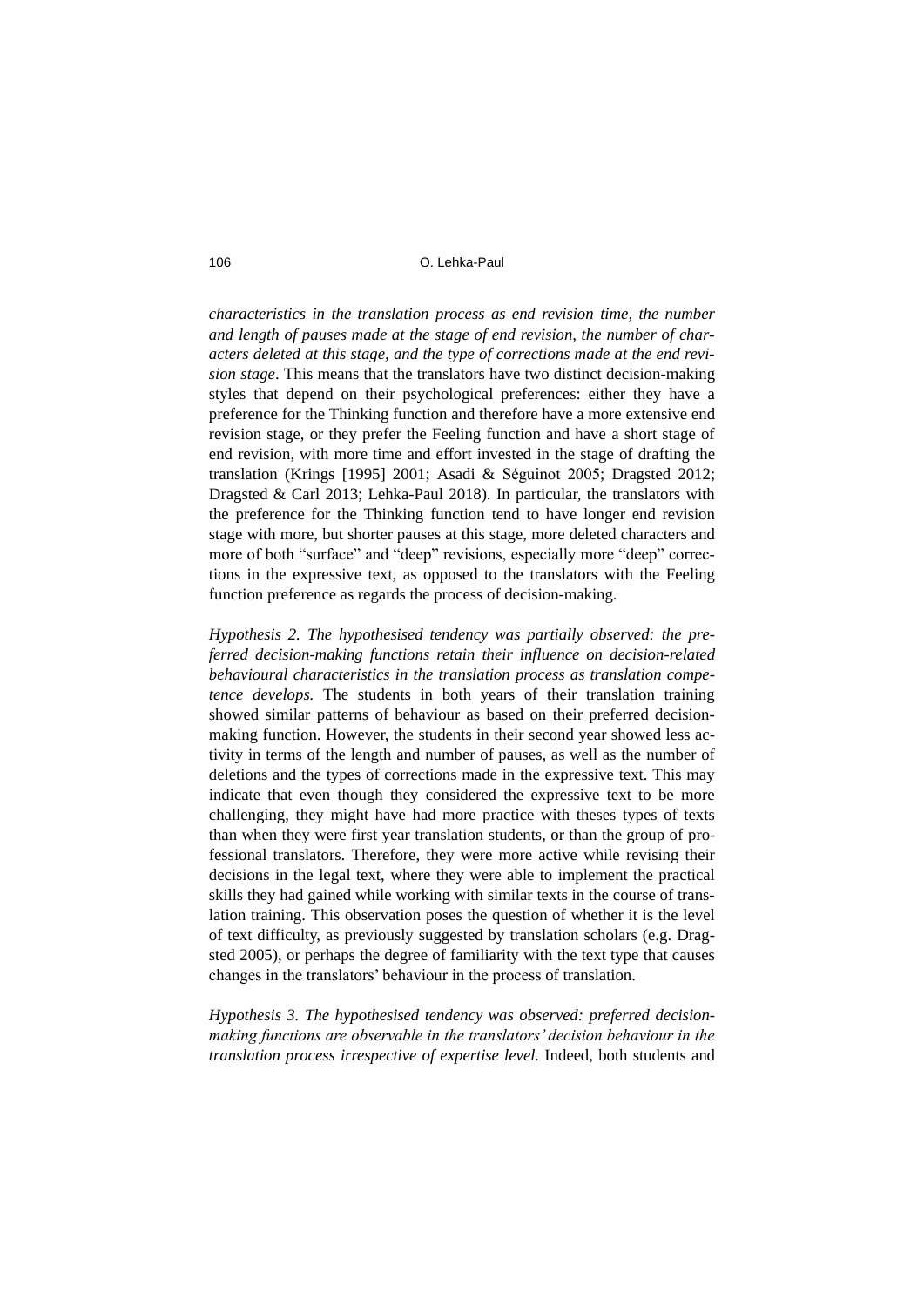*characteristics in the translation process as end revision time, the number and length of pauses made at the stage of end revision, the number of characters deleted at this stage, and the type of corrections made at the end revision stage*. This means that the translators have two distinct decision-making styles that depend on their psychological preferences: either they have a preference for the Thinking function and therefore have a more extensive end revision stage, or they prefer the Feeling function and have a short stage of end revision, with more time and effort invested in the stage of drafting the translation (Krings [1995] 2001; Asadi & Séguinot 2005; Dragsted 2012; Dragsted & Carl 2013; Lehka-Paul 2018). In particular, the translators with the preference for the Thinking function tend to have longer end revision stage with more, but shorter pauses at this stage, more deleted characters and more of both "surface" and "deep" revisions, especially more "deep" corrections in the expressive text, as opposed to the translators with the Feeling function preference as regards the process of decision-making.

*Hypothesis 2. The hypothesised tendency was partially observed: the preferred decision-making functions retain their influence on decision-related behavioural characteristics in the translation process as translation competence develops.* The students in both years of their translation training showed similar patterns of behaviour as based on their preferred decision-making function. However, the students in their second year showed less activity in terms of the length and number of pauses, as well as the number of deletions and the types of corrections made in the expressive text. This may indicate that even though they considered the expressive text to be more challenging, they might have had more practice with theses types of texts than when they were first year translation students, or than the group of professional translators. Therefore, they were more active while revising their decisions in the legal text, where they were able to implement the practical skills they had gained while working with similar texts in the course of translation training. This observation poses the question of whether it is the level of text difficulty, as previously suggested by translation scholars (e.g. Dragsted 2005), or perhaps the degree of familiarity with the text type that causes changes in the translators' behaviour in the process of translation.

*Hypothesis 3. The hypothesised tendency was observed: preferred decision-making functions are observable in the translators' decision behaviour in the translation process irrespective of expertise level.* Indeed, both students and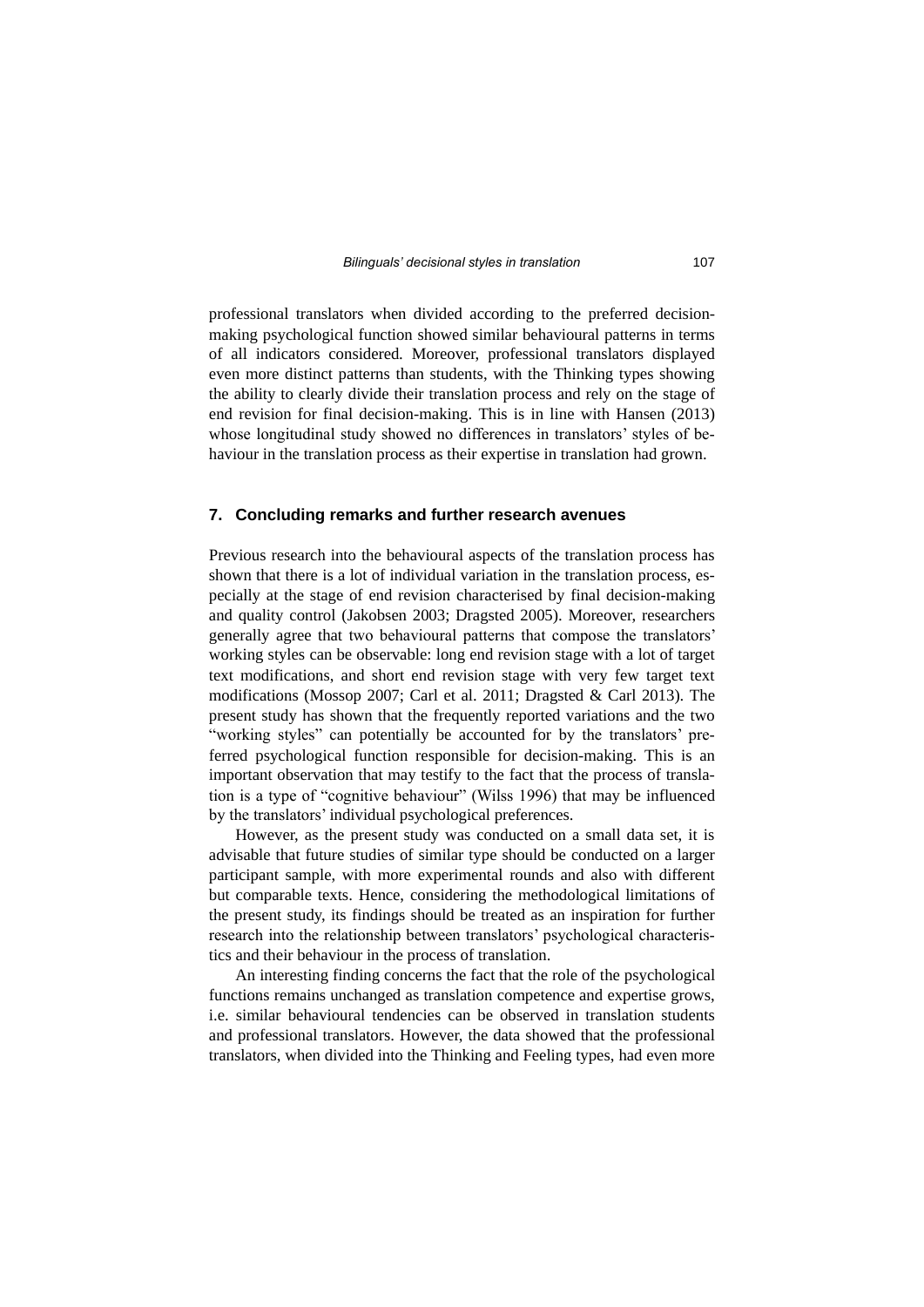professional translators when divided according to the preferred decision-making psychological function showed similar behavioural patterns in terms of all indicators considered. Moreover, professional translators displayed even more distinct patterns than students, with the Thinking types showing the ability to clearly divide their translation process and rely on the stage of end revision for final decision-making. This is in line with Hansen (2013) whose longitudinal study showed no differences in translators' styles of behaviour in the translation process as their expertise in translation had grown.

## 7. Concluding remarks and further research avenues

Previous research into the behavioural aspects of the translation process has shown that there is a lot of individual variation in the translation process, especially at the stage of end revision characterised by final decision-making and quality control (Jakobsen 2003; Dragsted 2005). Moreover, researchers generally agree that two behavioural patterns that compose the translators' working styles can be observable: long end revision stage with a lot of target text modifications, and short end revision stage with very few target text modifications (Mossop 2007; Carl et al. 2011; Dragsted & Carl 2013). The present study has shown that the frequently reported variations and the two "working styles" can potentially be accounted for by the translators' preferred psychological function responsible for decision-making. This is an important observation that may testify to the fact that the process of translation is a type of "cognitive behaviour" (Wilss 1996) that may be influenced by the translators' individual psychological preferences.

However, as the present study was conducted on a small data set, it is advisable that future studies of similar type should be conducted on a larger participant sample, with more experimental rounds and also with different but comparable texts. Hence, considering the methodological limitations of the present study, its findings should be treated as an inspiration for further research into the relationship between translators' psychological characteristics and their behaviour in the process of translation.

An interesting finding concerns the fact that the role of the psychological functions remains unchanged as translation competence and expertise grows, i.e. similar behavioural tendencies can be observed in translation students and professional translators. However, the data showed that the professional translators, when divided into the Thinking and Feeling types, had even more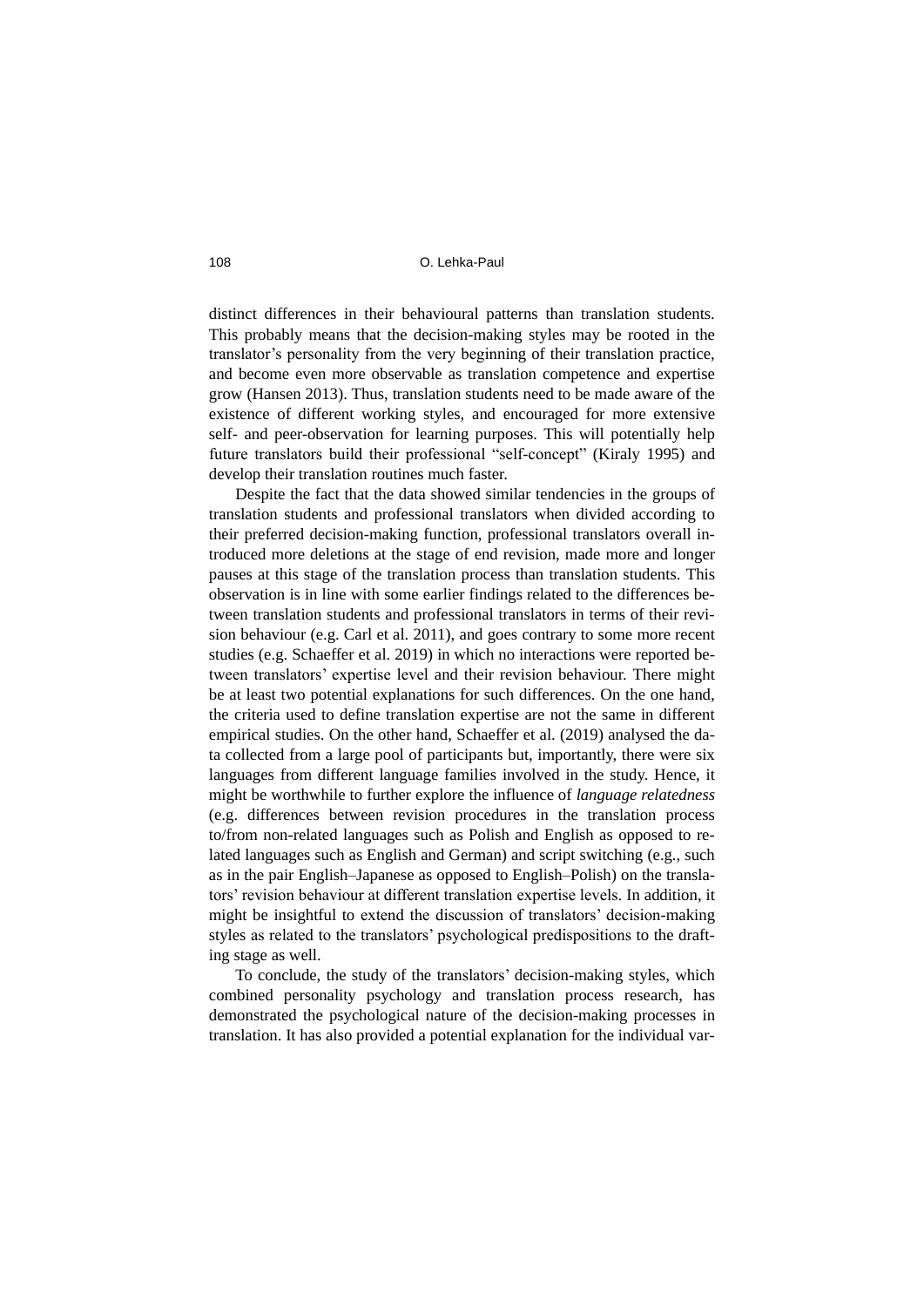distinct differences in their behavioural patterns than translation students. This probably means that the decision-making styles may be rooted in the translator's personality from the very beginning of their translation practice, and become even more observable as translation competence and expertise grow (Hansen 2013). Thus, translation students need to be made aware of the existence of different working styles, and encouraged for more extensive self- and peer-observation for learning purposes. This will potentially help future translators build their professional "self-concept" (Kiraly 1995) and develop their translation routines much faster.

Despite the fact that the data showed similar tendencies in the groups of translation students and professional translators when divided according to their preferred decision-making function, professional translators overall introduced more deletions at the stage of end revision, made more and longer pauses at this stage of the translation process than translation students. This observation is in line with some earlier findings related to the differences between translation students and professional translators in terms of their revision behaviour (e.g. Carl et al. 2011), and goes contrary to some more recent studies (e.g. Schaeffer et al. 2019) in which no interactions were reported between translators' expertise level and their revision behaviour. There might be at least two potential explanations for such differences. On the one hand, the criteria used to define translation expertise are not the same in different empirical studies. On the other hand, Schaeffer et al. (2019) analysed the data collected from a large pool of participants but, importantly, there were six languages from different language families involved in the study. Hence, it might be worthwhile to further explore the influence of *language relatedness* (e.g. differences between revision procedures in the translation process to/from non-related languages such as Polish and English as opposed to related languages such as English and German) and script switching (e.g., such as in the pair English–Japanese as opposed to English–Polish) on the translators' revision behaviour at different translation expertise levels. In addition, it might be insightful to extend the discussion of translators' decision-making styles as related to the translators' psychological predispositions to the drafting stage as well.

To conclude, the study of the translators' decision-making styles, which combined personality psychology and translation process research, has demonstrated the psychological nature of the decision-making processes in translation. It has also provided a potential explanation for the individual var-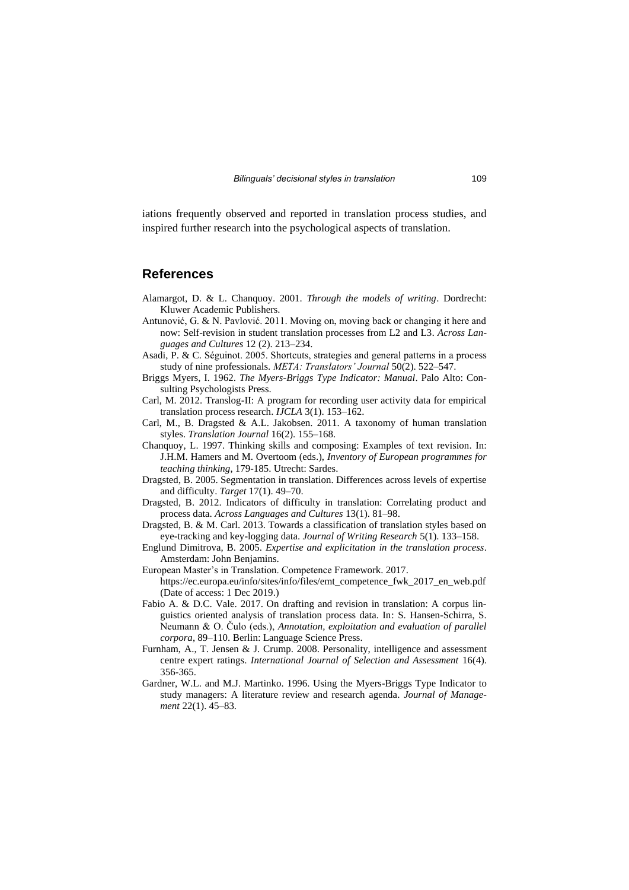iations frequently observed and reported in translation process studies, and inspired further research into the psychological aspects of translation.

## References

Alamargot, D. & L. Chanquoy. 2001. *Through the models of writing*. Dordrecht: Kluwer Academic Publishers.

Antunović, G. & N. Pavlović. 2011. Moving on, moving back or changing it here and now: Self-revision in student translation processes from L2 and L3. *Across Languages and Cultures* 12 (2). 213–234.

Asadi, P. & C. Séguinot. 2005. Shortcuts, strategies and general patterns in a process study of nine professionals. *META: Translators' Journal* 50(2). 522–547.

Briggs Myers, I. 1962. *The Myers-Briggs Type Indicator: Manual*. Palo Alto: Consulting Psychologists Press.

Carl, M. 2012. Translog-II: A program for recording user activity data for empirical translation process research. *IJCLA* 3(1). 153–162.

Carl, M., B. Dragsted & A.L. Jakobsen. 2011. A taxonomy of human translation styles. *Translation Journal* 16(2). 155–168.

Chanquoy, L. 1997. Thinking skills and composing: Examples of text revision. In: J.H.M. Hamers and M. Overtoom (eds.), *Inventory of European programmes for teaching thinking*, 179-185. Utrecht: Sardes.

Dragsted, B. 2005. Segmentation in translation. Differences across levels of expertise and difficulty. *Target* 17(1). 49–70.

Dragsted, B. 2012. Indicators of difficulty in translation: Correlating product and process data. *Across Languages and Cultures* 13(1). 81–98.

Dragsted, B. & M. Carl. 2013. Towards a classification of translation styles based on eye-tracking and key-logging data. *Journal of Writing Research* 5(1). 133–158.

Englund Dimitrova, B. 2005. *Expertise and explicitation in the translation process*. Amsterdam: John Benjamins.

European Master's in Translation. Competence Framework. 2017. https://ec.europa.eu/info/sites/info/files/emt_competence_fwk_2017_en_web.pdf (Date of access: 1 Dec 2019.)

Fabio A. & D.C. Vale. 2017. On drafting and revision in translation: A corpus linguistics oriented analysis of translation process data. In: S. Hansen-Schirra, S. Neumann & O. Čulo (eds.), *Annotation, exploitation and evaluation of parallel corpora*, 89–110. Berlin: Language Science Press.

Furnham, A., T. Jensen & J. Crump. 2008. Personality, intelligence and assessment centre expert ratings. *International Journal of Selection and Assessment* 16(4). 356-365.

Gardner, W.L. and M.J. Martinko. 1996. Using the Myers-Briggs Type Indicator to study managers: A literature review and research agenda. *Journal of Management* 22(1). 45–83.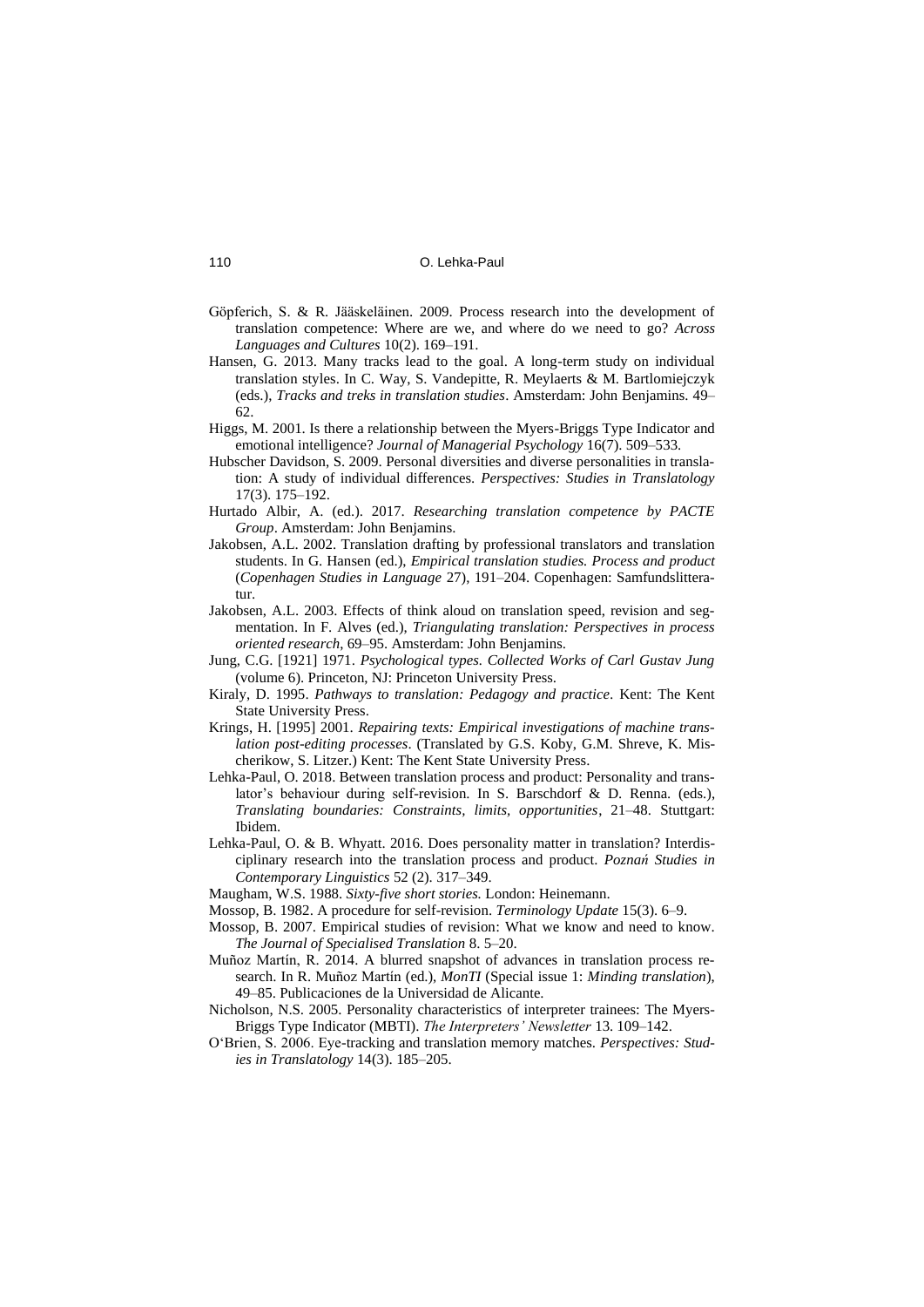Göpferich, S. & R. Jääskeläinen. 2009. Process research into the development of translation competence: Where are we, and where do we need to go? *Across Languages and Cultures* 10(2). 169–191.

Hansen, G. 2013. Many tracks lead to the goal. A long-term study on individual translation styles. In C. Way, S. Vandepitte, R. Meylaerts & M. Bartlomiejczyk (eds.), *Tracks and treks in translation studies*. Amsterdam: John Benjamins. 49–62.

Higgs, M. 2001. Is there a relationship between the Myers-Briggs Type Indicator and emotional intelligence? *Journal of Managerial Psychology* 16(7). 509–533.

Hubscher Davidson, S. 2009. Personal diversities and diverse personalities in translation: A study of individual differences. *Perspectives: Studies in Translatology* 17(3). 175–192.

Hurtado Albir, A. (ed.). 2017. *Researching translation competence by PACTE Group*. Amsterdam: John Benjamins.

Jakobsen, A.L. 2002. Translation drafting by professional translators and translation students. In G. Hansen (ed.), *Empirical translation studies. Process and product* (*Copenhagen Studies in Language* 27), 191–204. Copenhagen: Samfundslitteratur.

Jakobsen, A.L. 2003. Effects of think aloud on translation speed, revision and segmentation. In F. Alves (ed.), *Triangulating translation: Perspectives in process oriented research*, 69–95. Amsterdam: John Benjamins.

Jung, C.G. [1921] 1971. *Psychological types. Collected Works of Carl Gustav Jung* (volume 6). Princeton, NJ: Princeton University Press.

Kiraly, D. 1995. *Pathways to translation: Pedagogy and practice*. Kent: The Kent State University Press.

Krings, H. [1995] 2001. *Repairing texts: Empirical investigations of machine translation post-editing processes*. (Translated by G.S. Koby, G.M. Shreve, K. Mischerikow, S. Litzer.) Kent: The Kent State University Press.

Lehka-Paul, O. 2018. Between translation process and product: Personality and translator's behaviour during self-revision. In S. Barschdorf & D. Renna. (eds.), *Translating boundaries: Constraints, limits, opportunities*, 21–48. Stuttgart: Ibidem.

Lehka-Paul, O. & B. Whyatt. 2016. Does personality matter in translation? Interdisciplinary research into the translation process and product. *Poznań Studies in Contemporary Linguistics* 52 (2). 317–349.

Maugham, W.S. 1988. *Sixty-five short stories.* London: Heinemann.

Mossop, B. 1982. A procedure for self-revision. *Terminology Update* 15(3). 6–9.

Mossop, B. 2007. Empirical studies of revision: What we know and need to know. *The Journal of Specialised Translation* 8. 5–20.

Muñoz Martín, R. 2014. A blurred snapshot of advances in translation process research. In R. Muñoz Martín (ed.), *MonTI* (Special issue 1: *Minding translation*), 49–85. Publicaciones de la Universidad de Alicante.

Nicholson, N.S. 2005. Personality characteristics of interpreter trainees: The Myers-Briggs Type Indicator (MBTI). *The Interpreters' Newsletter* 13. 109–142.

O'Brien, S. 2006. Eye-tracking and translation memory matches. *Perspectives: Studies in Translatology* 14(3). 185–205.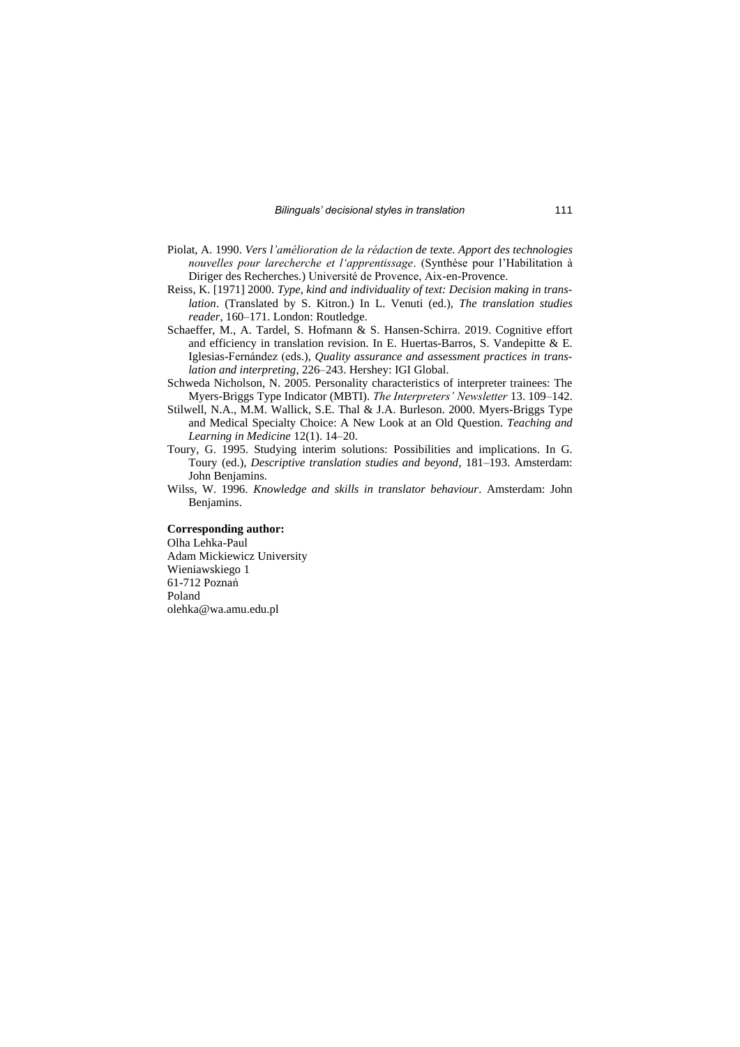Piolat, A. 1990. *Vers l'amélioration de la rédaction de texte. Apport des technologies nouvelles pour larecherche et l'apprentissage*. (Synthèse pour l'Habilitation à Diriger des Recherches.) Université de Provence, Aix-en-Provence.

Reiss, K. [1971] 2000. *Type, kind and individuality of text: Decision making in translation*. (Translated by S. Kitron.) In L. Venuti (ed.), *The translation studies reader*, 160–171. London: Routledge.

Schaeffer, M., A. Tardel, S. Hofmann & S. Hansen-Schirra. 2019. Cognitive effort and efficiency in translation revision. In E. Huertas-Barros, S. Vandepitte & E. Iglesias-Fernández (eds.), *Quality assurance and assessment practices in translation and interpreting*, 226–243. Hershey: IGI Global.

Schweda Nicholson, N. 2005. Personality characteristics of interpreter trainees: The Myers-Briggs Type Indicator (MBTI). *The Interpreters' Newsletter* 13. 109–142.

Stilwell, N.A., M.M. Wallick, S.E. Thal & J.A. Burleson. 2000. Myers-Briggs Type and Medical Specialty Choice: A New Look at an Old Question. *Teaching and Learning in Medicine* 12(1). 14–20.

Toury, G. 1995. Studying interim solutions: Possibilities and implications. In G. Toury (ed.), *Descriptive translation studies and beyond*, 181–193. Amsterdam: John Benjamins.

Wilss, W. 1996. *Knowledge and skills in translator behaviour*. Amsterdam: John Benjamins.

**Corresponding author:**
Olha Lehka-Paul
Adam Mickiewicz University
Wieniawskiego 1
61-712 Poznań
Poland
olehka@wa.amu.edu.pl